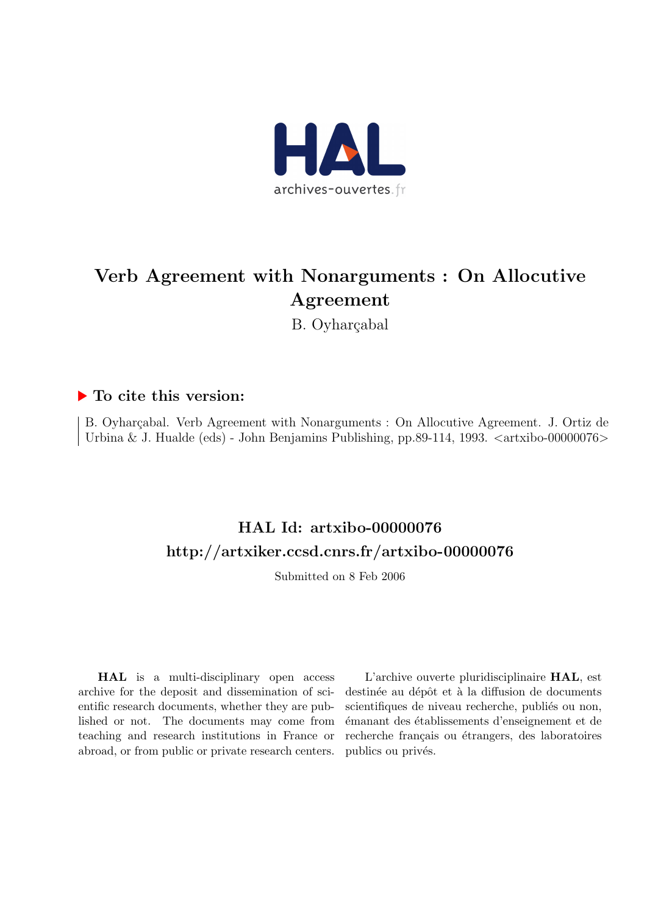# Verb Agreement with Nonarguments : On Allocutive Agreement

B. Oyharçabal

## ▶ To cite this version:

B. Oyharçabal. Verb Agreement with Nonarguments : On Allocutive Agreement. J. Ortiz de Urbina & J. Hualde (eds) - John Benjamins Publishing, pp.89-114, 1993. <artxibo-00000076>

## HAL Id: artxibo-00000076
## http://artxiker.ccsd.cnrs.fr/artxibo-00000076

Submitted on 8 Feb 2006

**HAL** is a multi-disciplinary open access archive for the deposit and dissemination of scientific research documents, whether they are published or not. The documents may come from teaching and research institutions in France or abroad, or from public or private research centers.

L'archive ouverte pluridisciplinaire **HAL**, est destinée au dépôt et à la diffusion de documents scientifiques de niveau recherche, publiés ou non, émanant des établissements d'enseignement et de recherche français ou étrangers, des laboratoires publics ou privés.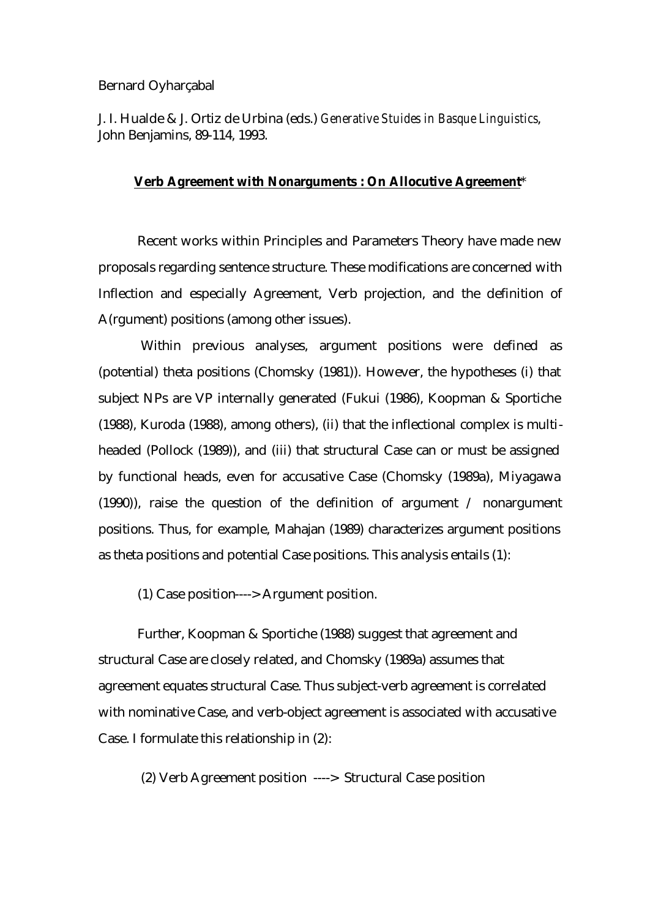Bernard Oyharçabal

J. I. Hualde & J. Ortiz de Urbina (eds.) *Generative Stuides in Basque Linguistics*, John Benjamins, 89-114, 1993.

**Verb Agreement with Nonarguments : On Allocutive Agreement***

Recent works within Principles and Parameters Theory have made new proposals regarding sentence structure. These modifications are concerned with Inflection and especially Agreement, Verb projection, and the definition of A(rgument) positions (among other issues).

Within previous analyses, argument positions were defined as (potential) theta positions (Chomsky (1981)). However, the hypotheses (i) that subject NPs are VP internally generated (Fukui (1986), Koopman & Sportiche (1988), Kuroda (1988), among others), (ii) that the inflectional complex is multi-headed (Pollock (1989)), and (iii) that structural Case can or must be assigned by functional heads, even for accusative Case (Chomsky (1989a), Miyagawa (1990)), raise the question of the definition of argument / nonargument positions. Thus, for example, Mahajan (1989) characterizes argument positions as theta positions and potential Case positions. This analysis entails (1):

(1) Case position----> Argument position.

Further, Koopman & Sportiche (1988) suggest that agreement and structural Case are closely related, and Chomsky (1989a) assumes that agreement equates structural Case. Thus subject-verb agreement is correlated with nominative Case, and verb-object agreement is associated with accusative Case. I formulate this relationship in (2):

(2) Verb Agreement position ----> Structural Case position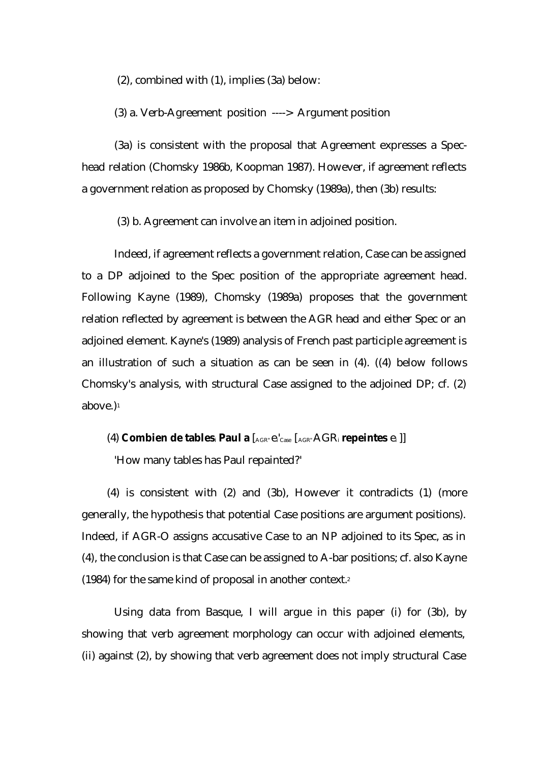(2), combined with (1), implies (3a) below:

(3) a. Verb-Agreement position ----> Argument position

(3a) is consistent with the proposal that Agreement expresses a Spec-head relation (Chomsky 1986b, Koopman 1987). However, if agreement reflects a government relation as proposed by Chomsky (1989a), then (3b) results:

(3) b. Agreement can involve an item in adjoined position.

Indeed, if agreement reflects a government relation, Case can be assigned to a DP adjoined to the Spec position of the appropriate agreement head. Following Kayne (1989), Chomsky (1989a) proposes that the government relation reflected by agreement is between the AGR head and either Spec or an adjoined element. Kayne's (1989) analysis of French past participle agreement is an illustration of such a situation as can be seen in (4). ((4) below follows Chomsky's analysis, with structural Case assigned to the adjoined DP; cf. (2) above.)[1]

(4) **Combien de tables**$_i$ **Paul a** [$_{AGR''}$ e$_i$'$_{Case}$ [$_{AGR''}$ AGR$_i$ **repeintes** e$_i$ ]]

'How many tables has Paul repainted?'

(4) is consistent with (2) and (3b), However it contradicts (1) (more generally, the hypothesis that potential Case positions are argument positions). Indeed, if AGR-O assigns accusative Case to an NP adjoined to its Spec, as in (4), the conclusion is that Case can be assigned to A-bar positions; cf. also Kayne (1984) for the same kind of proposal in another context.[2]

Using data from Basque, I will argue in this paper (i) for (3b), by showing that verb agreement morphology can occur with adjoined elements, (ii) against (2), by showing that verb agreement does not imply structural Case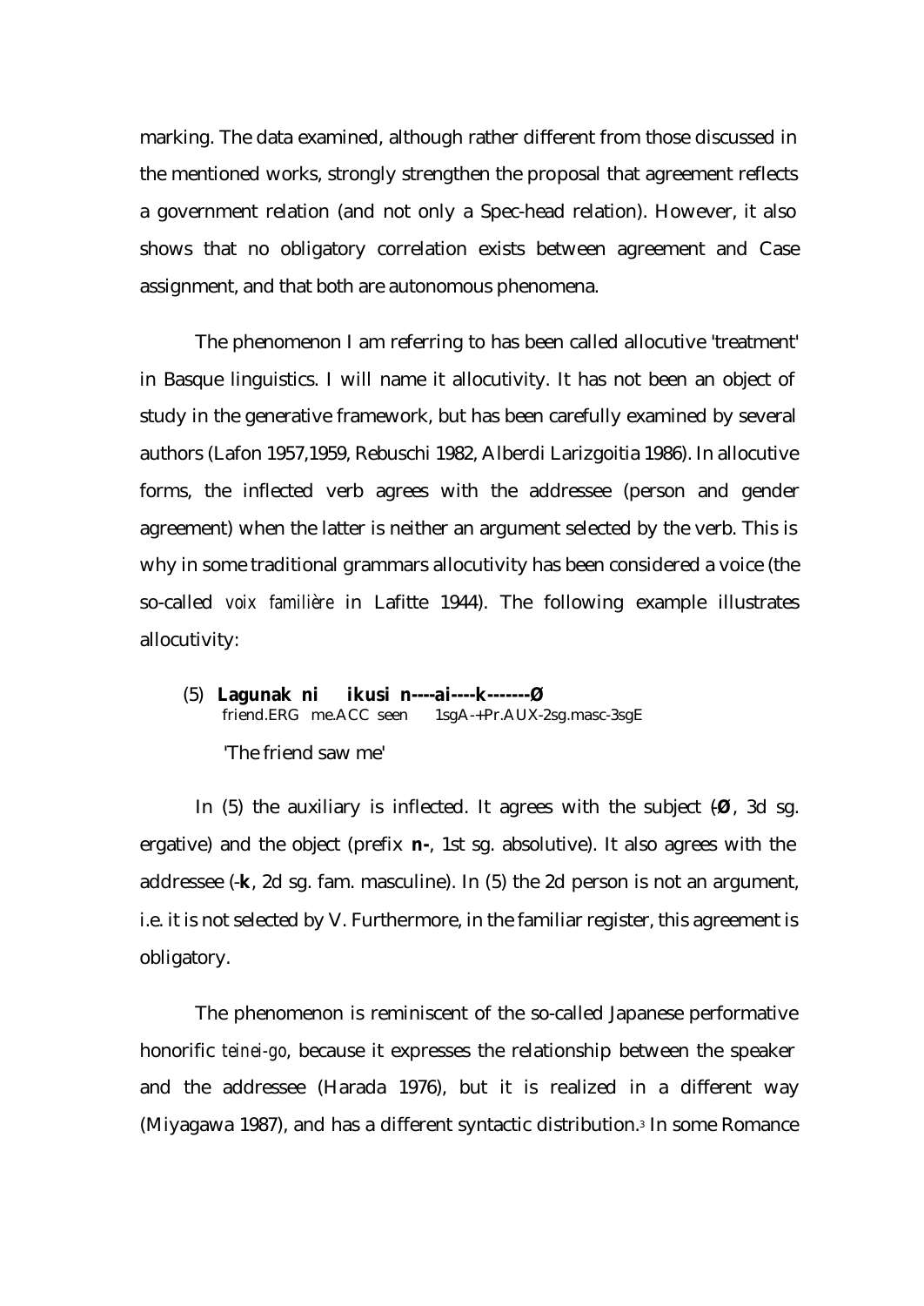marking. The data examined, although rather different from those discussed in the mentioned works, strongly strengthen the proposal that agreement reflects a government relation (and not only a Spec-head relation). However, it also shows that no obligatory correlation exists between agreement and Case assignment, and that both are autonomous phenomena.

The phenomenon I am referring to has been called allocutive 'treatment' in Basque linguistics. I will name it allocutivity. It has not been an object of study in the generative framework, but has been carefully examined by several authors (Lafon 1957,1959, Rebuschi 1982, Alberdi Larizgoitia 1986). In allocutive forms, the inflected verb agrees with the addressee (person and gender agreement) when the latter is neither an argument selected by the verb. This is why in some traditional grammars allocutivity has been considered a voice (the so-called *voix familière* in Lafitte 1944). The following example illustrates allocutivity:

(5) **Lagunak ni ikusi n----ai----k-------Ø**
friend.ERG me.ACC seen 1sgA-+Pr.AUX-2sg.masc-3sgE

'The friend saw me'

In (5) the auxiliary is inflected. It agrees with the subject (-**Ø**, 3d sg. ergative) and the object (prefix **n-**, 1st sg. absolutive). It also agrees with the addressee (-**k**, 2d sg. fam. masculine). In (5) the 2d person is not an argument, i.e. it is not selected by V. Furthermore, in the familiar register, this agreement is obligatory.

The phenomenon is reminiscent of the so-called Japanese performative honorific *teinei-go*, because it expresses the relationship between the speaker and the addressee (Harada 1976), but it is realized in a different way (Miyagawa 1987), and has a different syntactic distribution.[3] In some Romance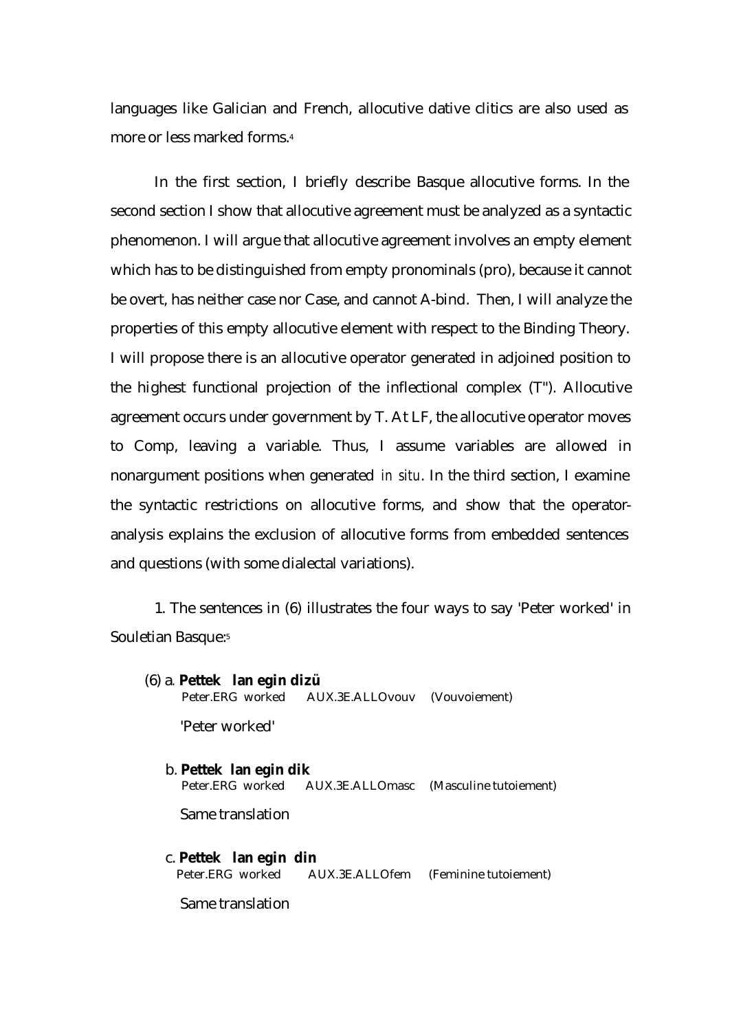languages like Galician and French, allocutive dative clitics are also used as more or less marked forms.[4]

In the first section, I briefly describe Basque allocutive forms. In the second section I show that allocutive agreement must be analyzed as a syntactic phenomenon. I will argue that allocutive agreement involves an empty element which has to be distinguished from empty pronominals (pro), because it cannot be overt, has neither case nor Case, and cannot A-bind. Then, I will analyze the properties of this empty allocutive element with respect to the Binding Theory. I will propose there is an allocutive operator generated in adjoined position to the highest functional projection of the inflectional complex (T''). Allocutive agreement occurs under government by T. At LF, the allocutive operator moves to Comp, leaving a variable. Thus, I assume variables are allowed in nonargument positions when generated *in situ*. In the third section, I examine the syntactic restrictions on allocutive forms, and show that the operator-analysis explains the exclusion of allocutive forms from embedded sentences and questions (with some dialectal variations).

1. The sentences in (6) illustrates the four ways to say 'Peter worked' in Souletian Basque:[5]

(6) a. **Pettek lan egin dizü**
   Peter.ERG worked AUX.3E.ALLOvouv (Vouvoiement)

   'Peter worked'

 b. **Pettek lan egin dik**
   Peter.ERG worked AUX.3E.ALLOmasc (Masculine tutoiement)

   Same translation

 c. **Pettek lan egin din**
   Peter.ERG worked AUX.3E.ALLOfem (Feminine tutoiement)

   Same translation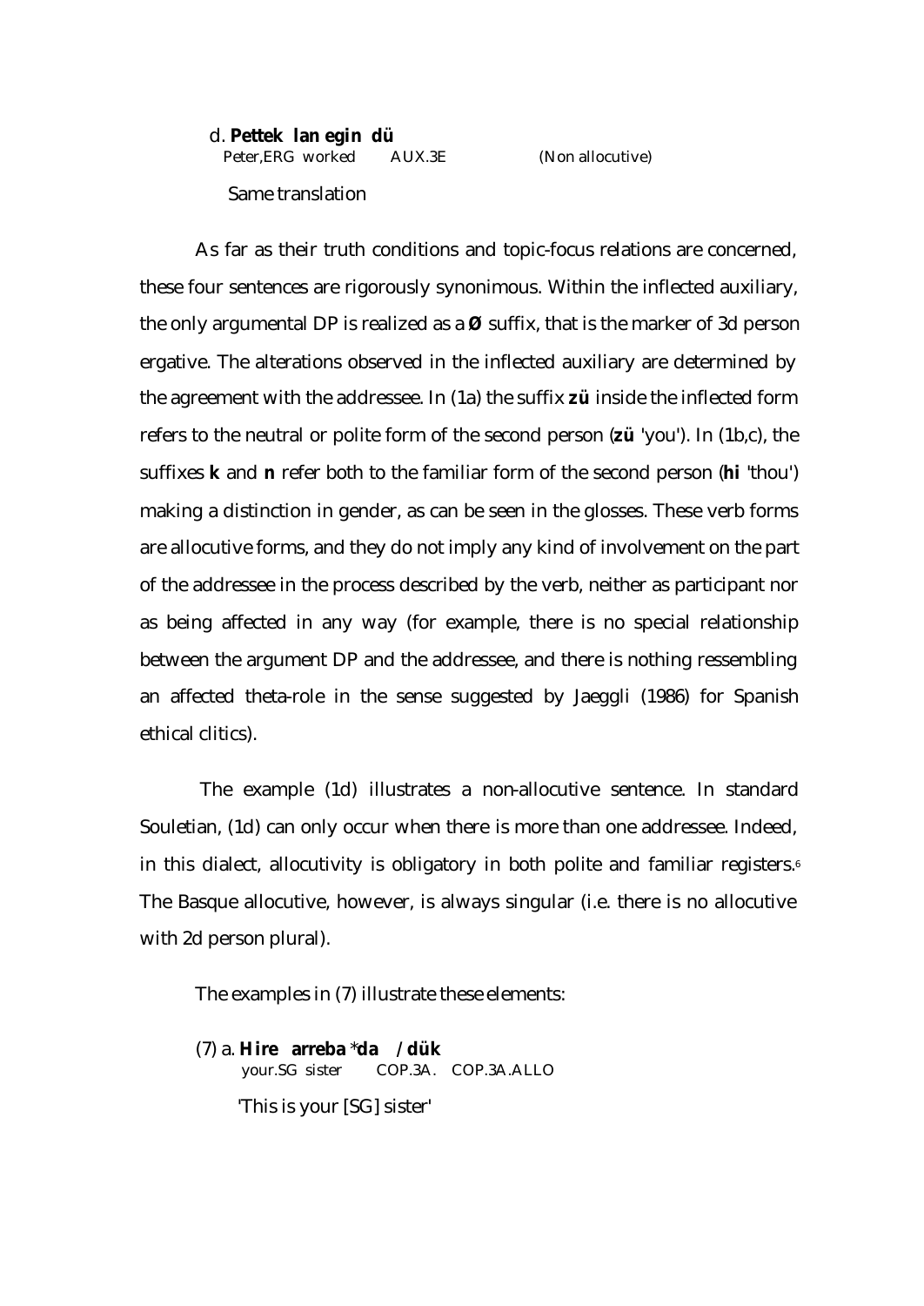d. **Pettek lan egin dü**
Peter,ERG worked AUX.3E (Non allocutive)

Same translation

As far as their truth conditions and topic-focus relations are concerned, these four sentences are rigorously synonimous. Within the inflected auxiliary, the only argumental DP is realized as a **Ø** suffix, that is the marker of 3d person ergative. The alterations observed in the inflected auxiliary are determined by the agreement with the addressee. In (1a) the suffix **zü** inside the inflected form refers to the neutral or polite form of the second person (**zü** 'you'). In (1b,c), the suffixes **k** and **n** refer both to the familiar form of the second person (**hi** 'thou') making a distinction in gender, as can be seen in the glosses. These verb forms are allocutive forms, and they do not imply any kind of involvement on the part of the addressee in the process described by the verb, neither as participant nor as being affected in any way (for example, there is no special relationship between the argument DP and the addressee, and there is nothing ressembling an affected theta-role in the sense suggested by Jaeggli (1986) for Spanish ethical clitics).

The example (1d) illustrates a non-allocutive sentence. In standard Souletian, (1d) can only occur when there is more than one addressee. Indeed, in this dialect, allocutivity is obligatory in both polite and familiar registers.[6] The Basque allocutive, however, is always singular (i.e. there is no allocutive with 2d person plural).

The examples in (7) illustrate these elements:

(7) a. **Hire arreba** ***da** / **dük**
your.SG sister COP.3A. COP.3A.ALLO

'This is your [SG] sister'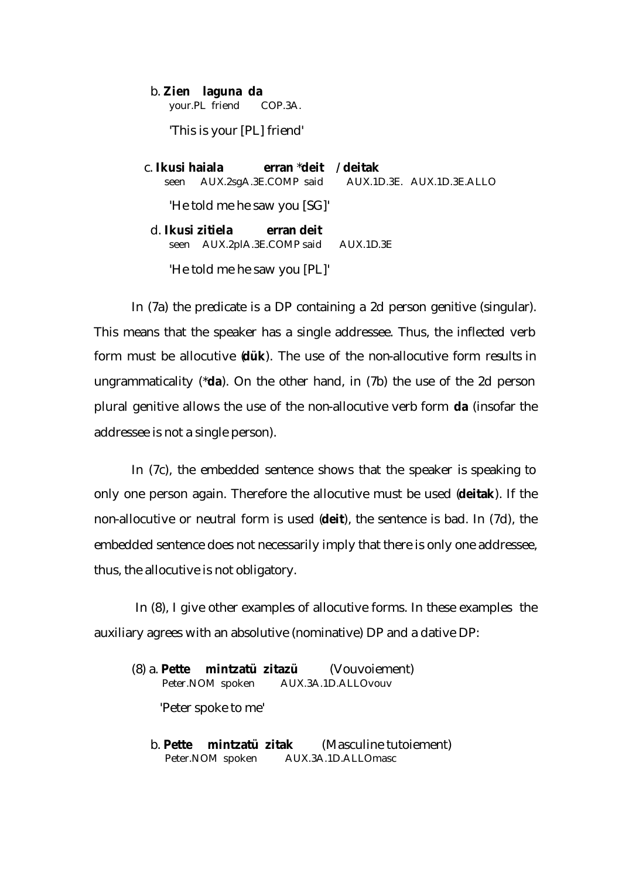b. **Zien laguna da**
your.PL friend COP.3A.

'This is your [PL] friend'

c. **Ikusi haiala erran *deit / deitak**
seen AUX.2sgA.3E.COMP said AUX.1D.3E. AUX.1D.3E.ALLO

'He told me he saw you [SG]'

d. **Ikusi zitiela erran deit**
seen AUX.2plA.3E.COMP said AUX.1D.3E

'He told me he saw you [PL]'

In (7a) the predicate is a DP containing a 2d person genitive (singular). This means that the speaker has a single addressee. Thus, the inflected verb form must be allocutive (**dük**). The use of the non-allocutive form results in ungrammaticality (***da**). On the other hand, in (7b) the use of the 2d person plural genitive allows the use of the non-allocutive verb form **da** (insofar the addressee is not a single person).

In (7c), the embedded sentence shows that the speaker is speaking to only one person again. Therefore the allocutive must be used (**deitak**). If the non-allocutive or neutral form is used (**deit**), the sentence is bad. In (7d), the embedded sentence does not necessarily imply that there is only one addressee, thus, the allocutive is not obligatory.

In (8), I give other examples of allocutive forms. In these examples the auxiliary agrees with an absolutive (nominative) DP and a dative DP:

(8) a. **Pette mintzatü zitazü** (Vouvoiement)
Peter.NOM spoken AUX.3A.1D.ALLOvouv

'Peter spoke to me'

b. **Pette mintzatü zitak** (Masculine tutoiement)
Peter.NOM spoken AUX.3A.1D.ALLOmasc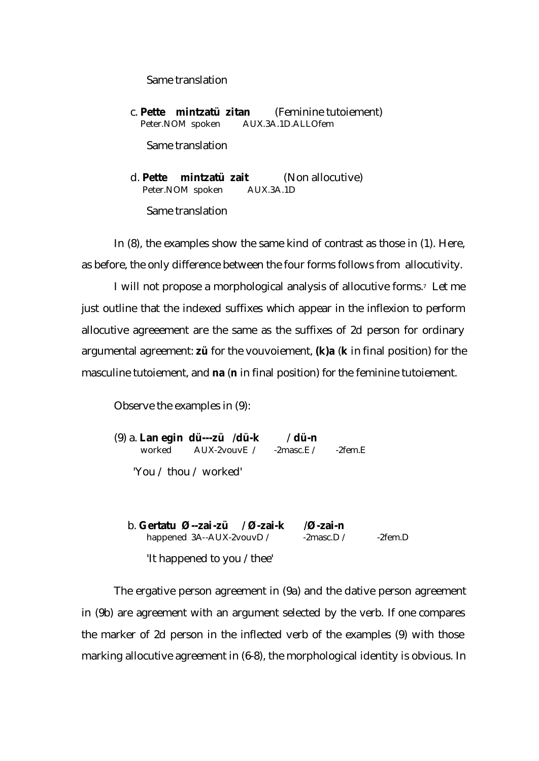Same translation

c. **Pette mintzatü zitan** (Feminine tutoiement)
Peter.NOM spoken AUX.3A.1D.ALLOfem

Same translation

d. **Pette mintzatü zait** (Non allocutive)
Peter.NOM spoken AUX.3A.1D

Same translation

In (8), the examples show the same kind of contrast as those in (1). Here, as before, the only difference between the four forms follows from allocutivity.

I will not propose a morphological analysis of allocutive forms.[7] Let me just outline that the indexed suffixes which appear in the inflexion to perform allocutive agreeement are the same as the suffixes of 2d person for ordinary argumental agreement: **zü** for the vouvoiement, **(k)a** (**k** in final position) for the masculine tutoiement, and **na** (**n** in final position) for the feminine tutoiement.

Observe the examples in (9):

(9) a. **Lan egin dü---zü /dü-k / dü-n**
worked AUX-2vouvE / -2masc.E / -2fem.E

'You / thou / worked'

b. **Gertatu Ø--zai-zü /Ø-zai-k /Ø-zai-n**
happened 3A--AUX-2vouvD / -2masc.D / -2fem.D

'It happened to you / thee'

The ergative person agreement in (9a) and the dative person agreement in (9b) are agreement with an argument selected by the verb. If one compares the marker of 2d person in the inflected verb of the examples (9) with those marking allocutive agreement in (6-8), the morphological identity is obvious. In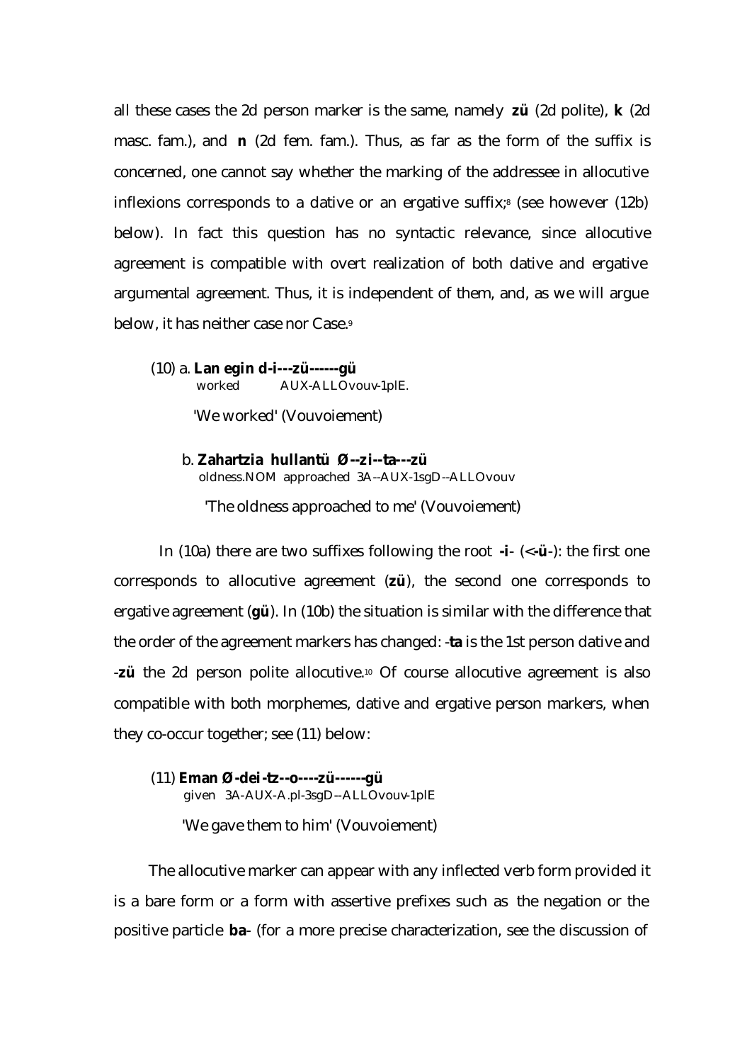all these cases the 2d person marker is the same, namely **zü** (2d polite), **k** (2d masc. fam.), and **n** (2d fem. fam.). Thus, as far as the form of the suffix is concerned, one cannot say whether the marking of the addressee in allocutive inflexions corresponds to a dative or an ergative suffix;[8] (see however (12b) below). In fact this question has no syntactic relevance, since allocutive agreement is compatible with overt realization of both dative and ergative argumental agreement. Thus, it is independent of them, and, as we will argue below, it has neither case nor Case.[9]

(10) a. **Lan egin d-i---zü------gü**
worked AUX-ALLOvouv-1plE.

'We worked' (Vouvoiement)

b. **Zahartzia hullantü Ø--zi--ta---zü**
oldness.NOM approached 3A--AUX-1sgD--ALLOvouv

'The oldness approached to me' (Vouvoiement)

In (10a) there are two suffixes following the root **-i**- (<**-ü**-): the first one corresponds to allocutive agreement (**zü**), the second one corresponds to ergative agreement (**gü**). In (10b) the situation is similar with the difference that the order of the agreement markers has changed: -**ta** is the 1st person dative and -**zü** the 2d person polite allocutive.[10] Of course allocutive agreement is also compatible with both morphemes, dative and ergative person markers, when they co-occur together; see (11) below:

(11) **Eman Ø-dei-tz--o----zü------gü**
given 3A-AUX-A.pl-3sgD--ALLOvouv-1plE

'We gave them to him' (Vouvoiement)

The allocutive marker can appear with any inflected verb form provided it is a bare form or a form with assertive prefixes such as the negation or the positive particle **ba**- (for a more precise characterization, see the discussion of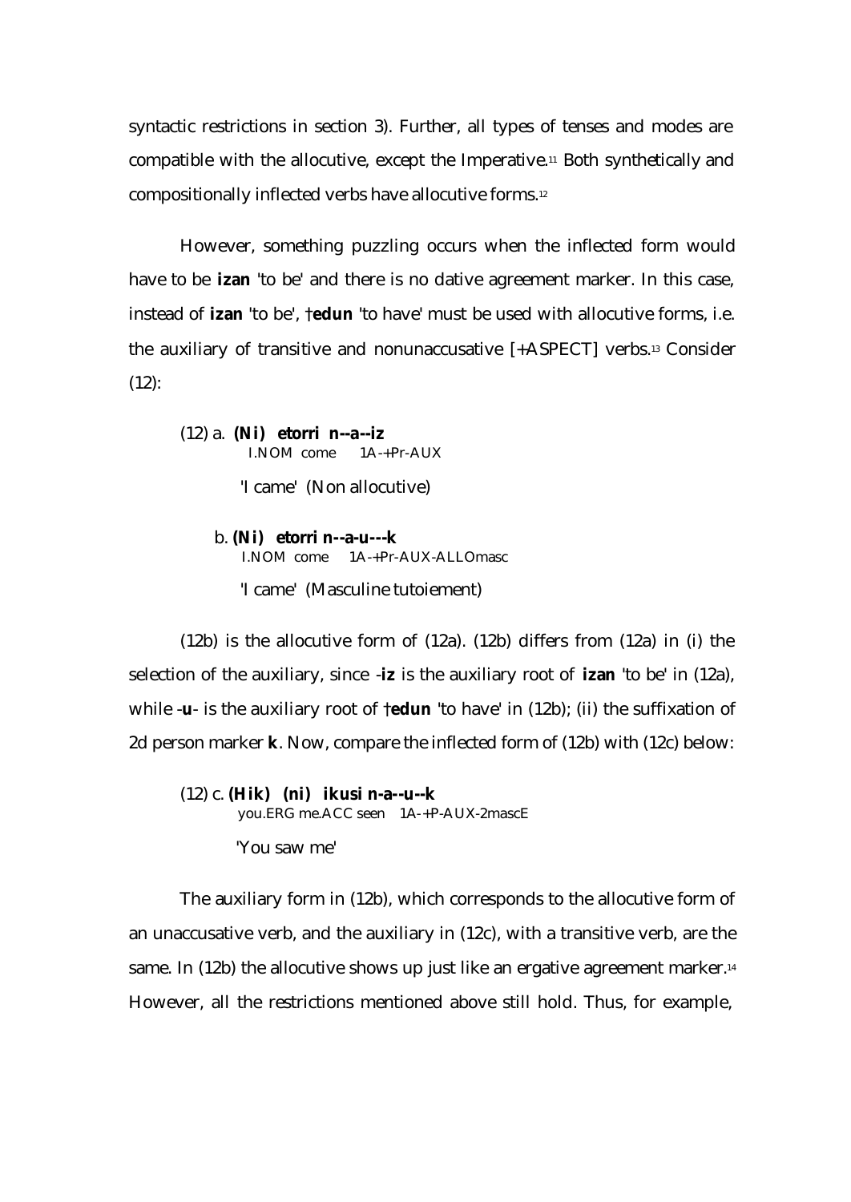syntactic restrictions in section 3). Further, all types of tenses and modes are compatible with the allocutive, except the Imperative.[11] Both synthetically and compositionally inflected verbs have allocutive forms.[12]

However, something puzzling occurs when the inflected form would have to be **izan** 'to be' and there is no dative agreement marker. In this case, instead of **izan** 'to be', †**edun** 'to have' must be used with allocutive forms, i.e. the auxiliary of transitive and nonunaccusative [+ASPECT] verbs.[13] Consider (12):

(12) a. **(Ni) etorri n--a--iz**
I.NOM come 1A-+Pr-AUX

'I came' (Non allocutive)

b. **(Ni) etorri n--a-u---k**
I.NOM come 1A-+Pr-AUX-ALLOmasc

'I came' (Masculine tutoiement)

(12b) is the allocutive form of (12a). (12b) differs from (12a) in (i) the selection of the auxiliary, since -**iz** is the auxiliary root of **izan** 'to be' in (12a), while -**u**- is the auxiliary root of †**edun** 'to have' in (12b); (ii) the suffixation of 2d person marker **k**. Now, compare the inflected form of (12b) with (12c) below:

(12) c. **(Hik) (ni) ikusi n-a--u--k**
you.ERG me.ACC seen 1A-+P-AUX-2mascE

'You saw me'

The auxiliary form in (12b), which corresponds to the allocutive form of an unaccusative verb, and the auxiliary in (12c), with a transitive verb, are the same. In (12b) the allocutive shows up just like an ergative agreement marker.[14] However, all the restrictions mentioned above still hold. Thus, for example,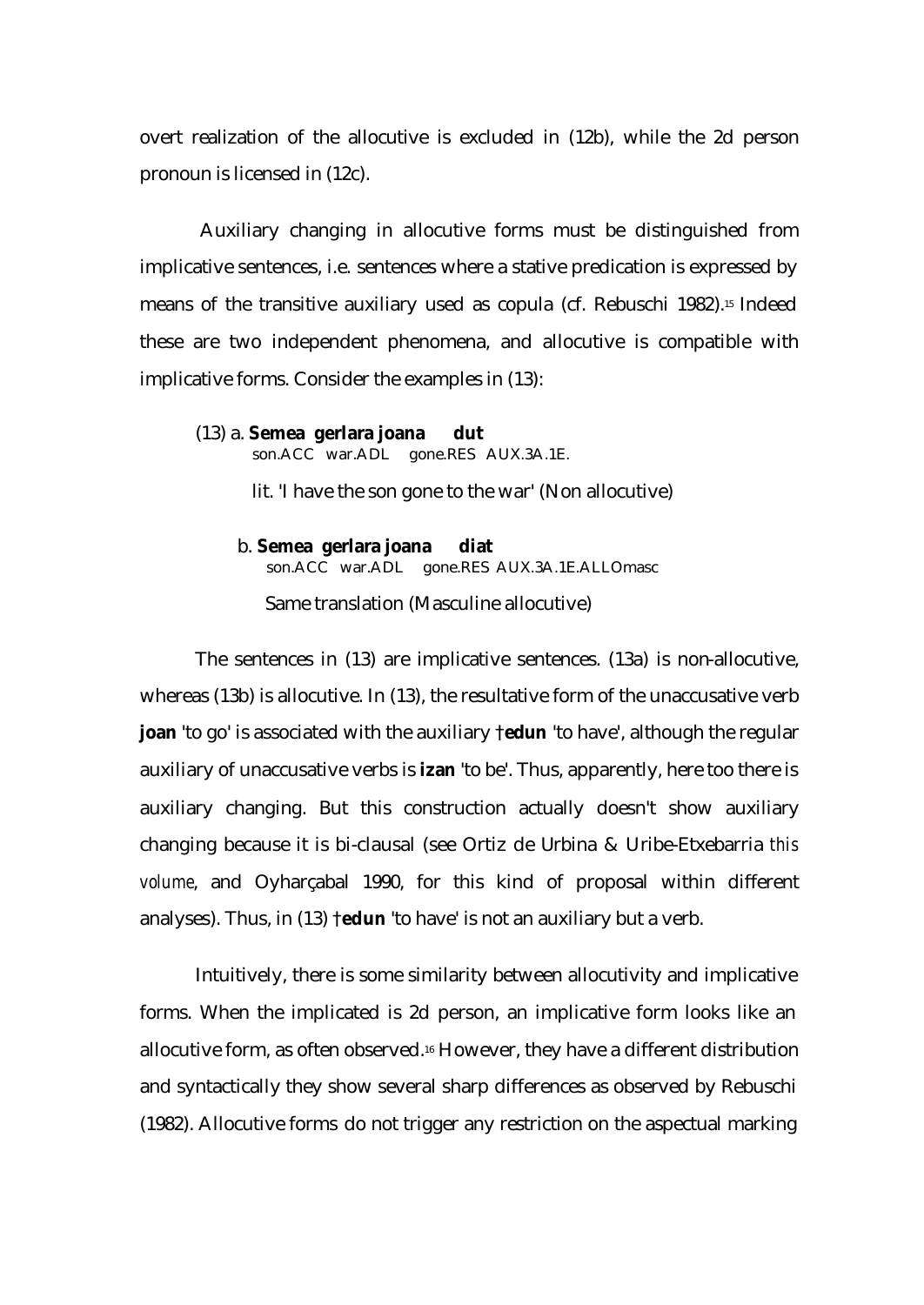overt realization of the allocutive is excluded in (12b), while the 2d person pronoun is licensed in (12c).

Auxiliary changing in allocutive forms must be distinguished from implicative sentences, i.e. sentences where a stative predication is expressed by means of the transitive auxiliary used as copula (cf. Rebuschi 1982).[15] Indeed these are two independent phenomena, and allocutive is compatible with implicative forms. Consider the examples in (13):

(13) a. **Semea gerlara joana dut**
son.ACC war.ADL gone.RES AUX.3A.1E.

lit. 'I have the son gone to the war' (Non allocutive)

b. **Semea gerlara joana diat**
son.ACC war.ADL gone.RES AUX.3A.1E.ALLOmasc

Same translation (Masculine allocutive)

The sentences in (13) are implicative sentences. (13a) is non-allocutive, whereas (13b) is allocutive. In (13), the resultative form of the unaccusative verb **joan** 'to go' is associated with the auxiliary †**edun** 'to have', although the regular auxiliary of unaccusative verbs is **izan** 'to be'. Thus, apparently, here too there is auxiliary changing. But this construction actually doesn't show auxiliary changing because it is bi-clausal (see Ortiz de Urbina & Uribe-Etxebarria *this volume*, and Oyharçabal 1990, for this kind of proposal within different analyses). Thus, in (13) †**edun** 'to have' is not an auxiliary but a verb.

Intuitively, there is some similarity between allocutivity and implicative forms. When the implicated is 2d person, an implicative form looks like an allocutive form, as often observed.[16] However, they have a different distribution and syntactically they show several sharp differences as observed by Rebuschi (1982). Allocutive forms do not trigger any restriction on the aspectual marking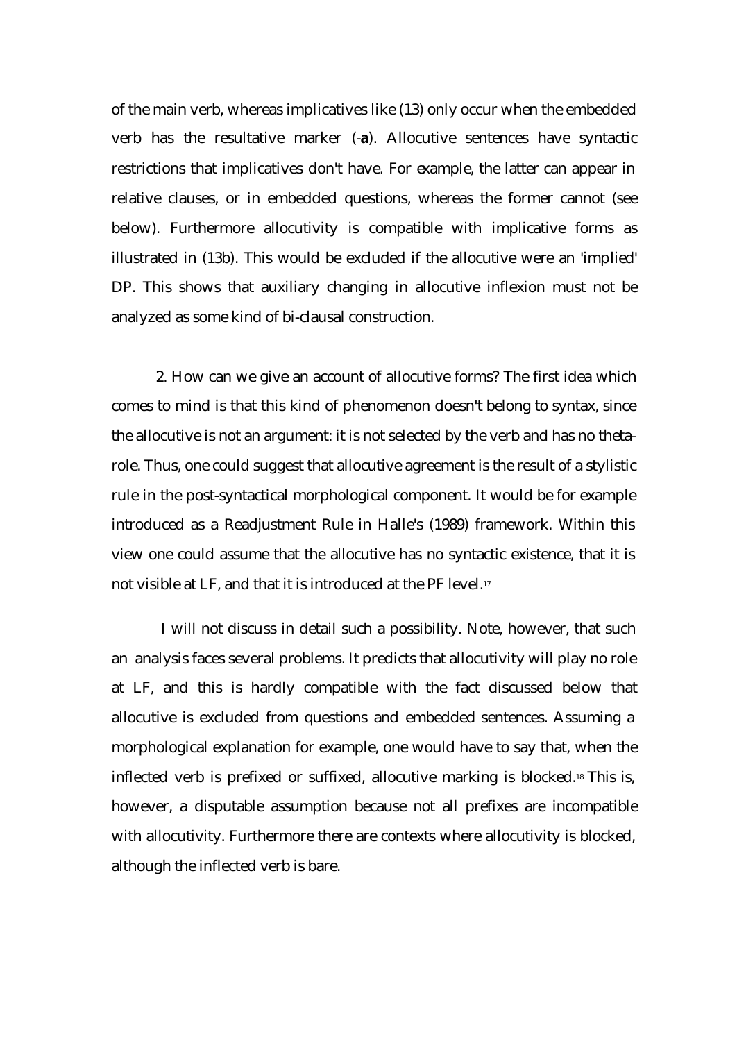of the main verb, whereas implicatives like (13) only occur when the embedded verb has the resultative marker (-**a**). Allocutive sentences have syntactic restrictions that implicatives don't have. For example, the latter can appear in relative clauses, or in embedded questions, whereas the former cannot (see below). Furthermore allocutivity is compatible with implicative forms as illustrated in (13b). This would be excluded if the allocutive were an 'implied' DP. This shows that auxiliary changing in allocutive inflexion must not be analyzed as some kind of bi-clausal construction.

2. How can we give an account of allocutive forms? The first idea which comes to mind is that this kind of phenomenon doesn't belong to syntax, since the allocutive is not an argument: it is not selected by the verb and has no theta-role. Thus, one could suggest that allocutive agreement is the result of a stylistic rule in the post-syntactical morphological component. It would be for example introduced as a Readjustment Rule in Halle's (1989) framework. Within this view one could assume that the allocutive has no syntactic existence, that it is not visible at LF, and that it is introduced at the PF level.[17]

I will not discuss in detail such a possibility. Note, however, that such an analysis faces several problems. It predicts that allocutivity will play no role at LF, and this is hardly compatible with the fact discussed below that allocutive is excluded from questions and embedded sentences. Assuming a morphological explanation for example, one would have to say that, when the inflected verb is prefixed or suffixed, allocutive marking is blocked.[18] This is, however, a disputable assumption because not all prefixes are incompatible with allocutivity. Furthermore there are contexts where allocutivity is blocked, although the inflected verb is bare.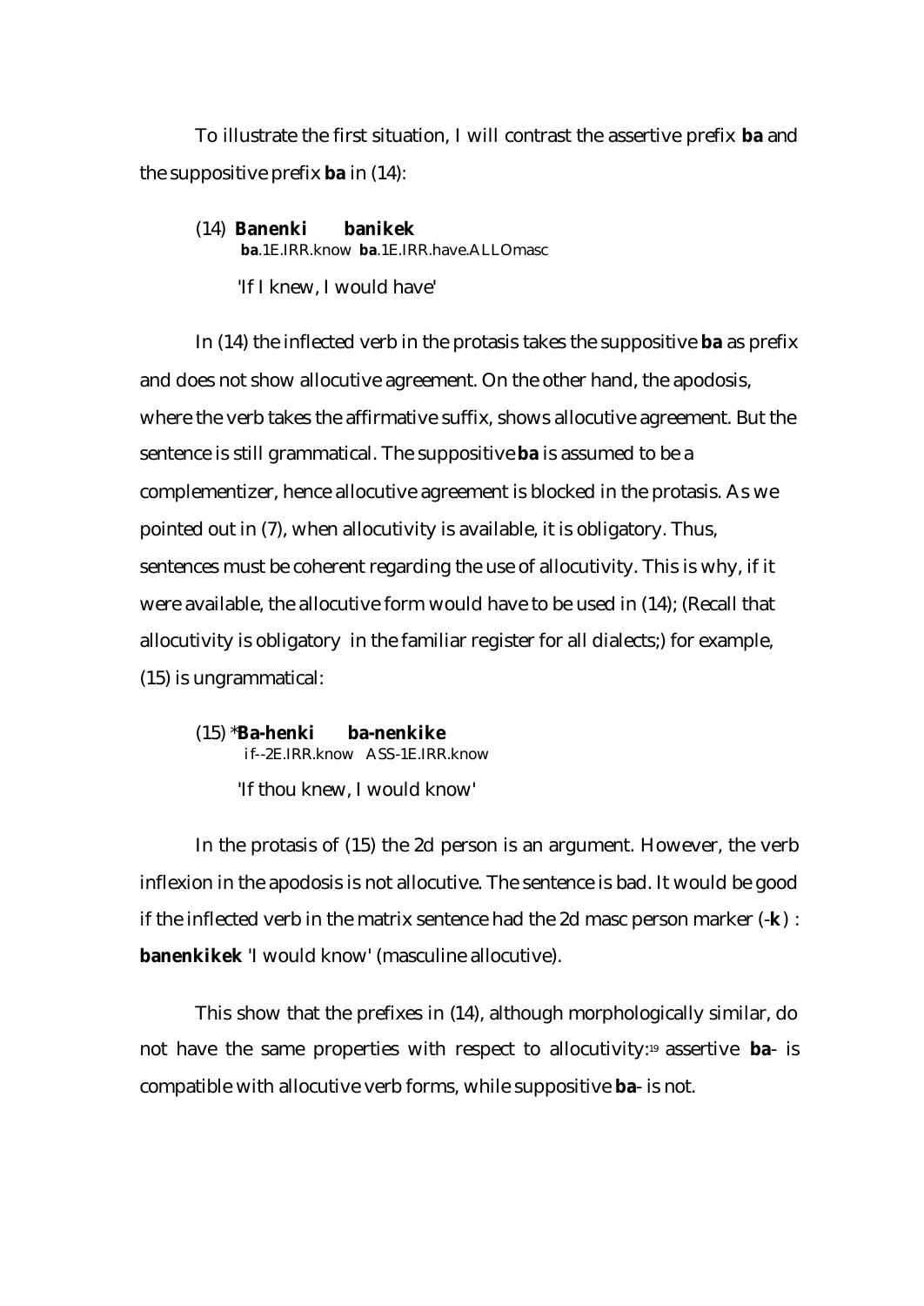To illustrate the first situation, I will contrast the assertive prefix **ba** and the suppositive prefix **ba** in (14):

(14) **Banenki** **banikek**
**ba**.1E.IRR.know **ba**.1E.IRR.have.ALLOmasc
'If I knew, I would have'

In (14) the inflected verb in the protasis takes the suppositive **ba** as prefix and does not show allocutive agreement. On the other hand, the apodosis, where the verb takes the affirmative suffix, shows allocutive agreement. But the sentence is still grammatical. The suppositive **ba** is assumed to be a complementizer, hence allocutive agreement is blocked in the protasis. As we pointed out in (7), when allocutivity is available, it is obligatory. Thus, sentences must be coherent regarding the use of allocutivity. This is why, if it were available, the allocutive form would have to be used in (14); (Recall that allocutivity is obligatory in the familiar register for all dialects;) for example, (15) is ungrammatical:

(15) ***Ba-henki** **ba-nenkike**
if--2E.IRR.know ASS-1E.IRR.know
'If thou knew, I would know'

In the protasis of (15) the 2d person is an argument. However, the verb inflexion in the apodosis is not allocutive. The sentence is bad. It would be good if the inflected verb in the matrix sentence had the 2d masc person marker (-**k**) : **banenkikek** 'I would know' (masculine allocutive).

This show that the prefixes in (14), although morphologically similar, do not have the same properties with respect to allocutivity:[19] assertive **ba**- is compatible with allocutive verb forms, while suppositive **ba**- is not.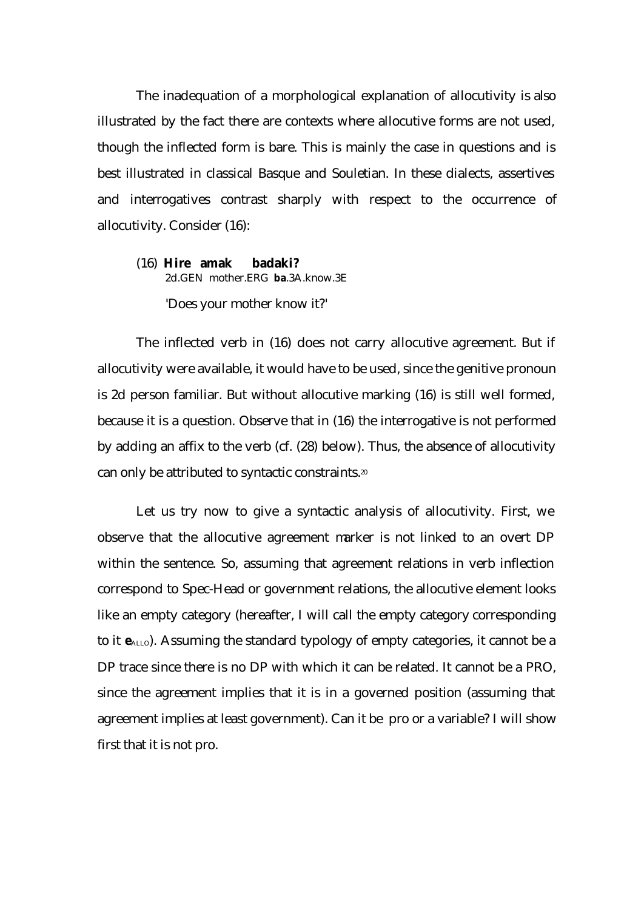The inadequation of a morphological explanation of allocutivity is also illustrated by the fact there are contexts where allocutive forms are not used, though the inflected form is bare. This is mainly the case in questions and is best illustrated in classical Basque and Souletian. In these dialects, assertives and interrogatives contrast sharply with respect to the occurrence of allocutivity. Consider (16):

(16) **Hire amak badaki?**
2d.GEN mother.ERG ***ba***.3A.know.3E
'Does your mother know it?'

The inflected verb in (16) does not carry allocutive agreement. But if allocutivity were available, it would have to be used, since the genitive pronoun is 2d person familiar. But without allocutive marking (16) is still well formed, because it is a question. Observe that in (16) the interrogative is not performed by adding an affix to the verb (cf. (28) below). Thus, the absence of allocutivity can only be attributed to syntactic constraints.[20]

Let us try now to give a syntactic analysis of allocutivity. First, we observe that the allocutive agreement marker is not linked to an overt DP within the sentence. So, assuming that agreement relations in verb inflection correspond to Spec-Head or government relations, the allocutive element looks like an empty category (hereafter, I will call the empty category corresponding to it $\boldsymbol{e}_{ALLO}$). Assuming the standard typology of empty categories, it cannot be a DP trace since there is no DP with which it can be related. It cannot be a PRO, since the agreement implies that it is in a governed position (assuming that agreement implies at least government). Can it be pro or a variable? I will show first that it is not pro.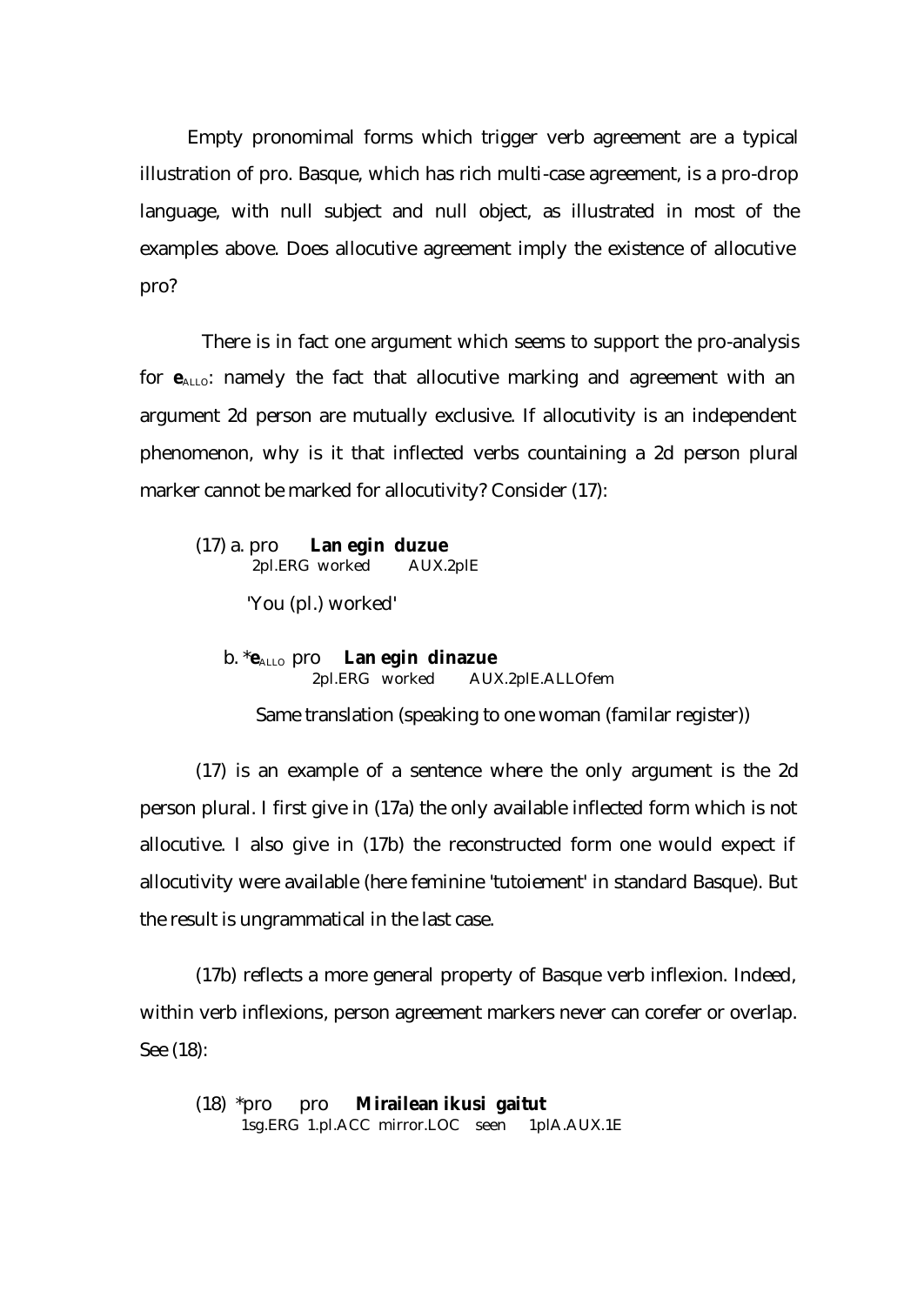Empty pronomimal forms which trigger verb agreement are a typical illustration of pro. Basque, which has rich multi-case agreement, is a pro-drop language, with null subject and null object, as illustrated in most of the examples above. Does allocutive agreement imply the existence of allocutive pro?

There is in fact one argument which seems to support the pro-analysis for $\mathbf{e}_{\text{ALLO}}$: namely the fact that allocutive marking and agreement with an argument 2d person are mutually exclusive. If allocutivity is an independent phenomenon, why is it that inflected verbs countaining a 2d person plural marker cannot be marked for allocutivity? Consider (17):

(17) a. pro **Lan egin duzue**
2pl.ERG worked AUX.2plE

'You (pl.) worked'

b. *$\mathbf{e}_{\text{ALLO}}$ pro **Lan egin dinazue**
2pl.ERG worked AUX.2plE.ALLOfem

Same translation (speaking to one woman (familar register))

(17) is an example of a sentence where the only argument is the 2d person plural. I first give in (17a) the only available inflected form which is not allocutive. I also give in (17b) the reconstructed form one would expect if allocutivity were available (here feminine 'tutoiement' in standard Basque). But the result is ungrammatical in the last case.

(17b) reflects a more general property of Basque verb inflexion. Indeed, within verb inflexions, person agreement markers never can corefer or overlap. See (18):

(18) *pro pro **Mirailean ikusi gaitut**
1sg.ERG 1.pl.ACC mirror.LOC seen 1plA.AUX.1E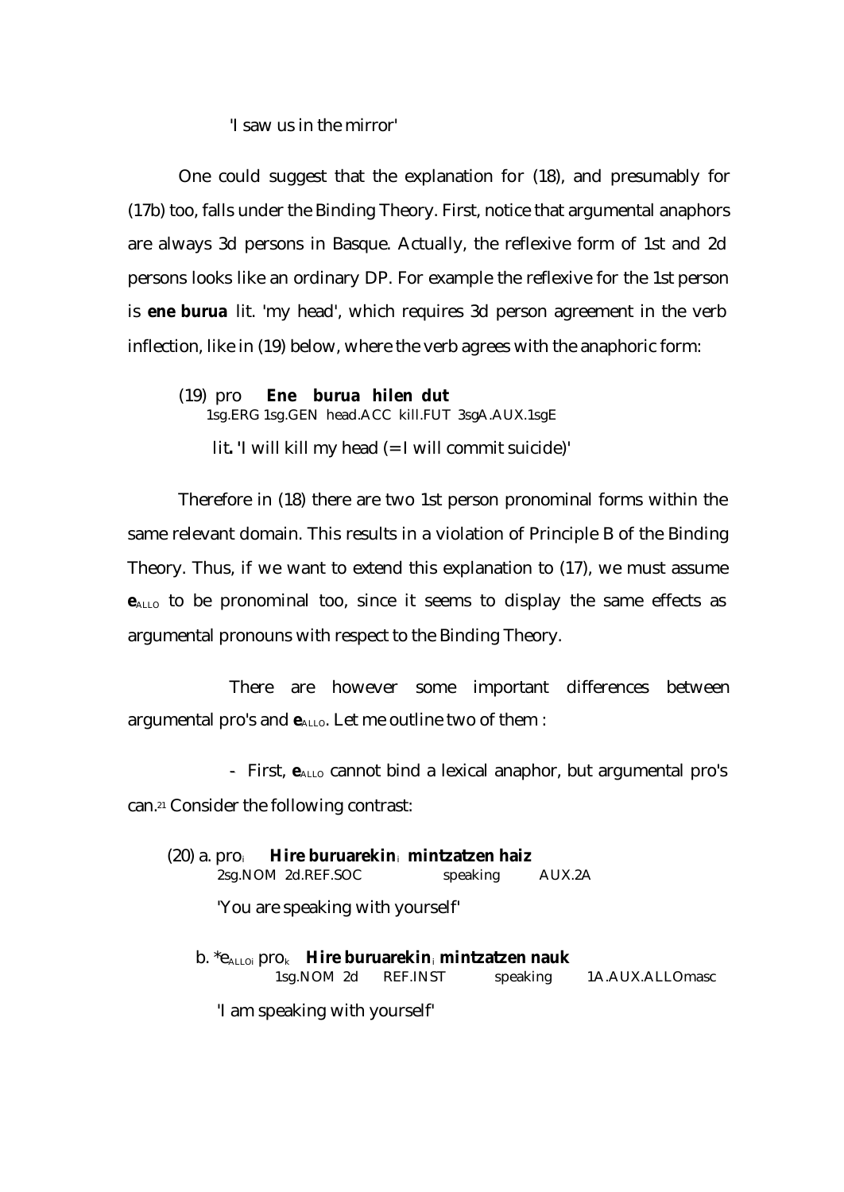'I saw us in the mirror'

One could suggest that the explanation for (18), and presumably for (17b) too, falls under the Binding Theory. First, notice that argumental anaphors are always 3d persons in Basque. Actually, the reflexive form of 1st and 2d persons looks like an ordinary DP. For example the reflexive for the 1st person is **ene burua** lit. 'my head', which requires 3d person agreement in the verb inflection, like in (19) below, where the verb agrees with the anaphoric form:

(19) pro **Ene burua hilen dut**
1sg.ERG 1sg.GEN head.ACC kill.FUT 3sgA.AUX.1sgE

lit**.** 'I will kill my head (= I will commit suicide)'

Therefore in (18) there are two 1st person pronominal forms within the same relevant domain. This results in a violation of Principle B of the Binding Theory. Thus, if we want to extend this explanation to (17), we must assume $\mathbf{e}_{ALLO}$ to be pronominal too, since it seems to display the same effects as argumental pronouns with respect to the Binding Theory.

There are however some important differences between argumental pro's and $\mathbf{e}_{ALLO}$. Let me outline two of them :

- First, $\mathbf{e}_{ALLO}$ cannot bind a lexical anaphor, but argumental pro's can.[21] Consider the following contrast:

(20) a. $pro_i$ **Hire buruarekin**$_i$ **mintzatzen haiz**
2sg.NOM 2d.REF.SOC speaking AUX.2A

'You are speaking with yourself'

b. *$e_{ALLOi}$ $pro_k$ **Hire buruarekin**$_i$ **mintzatzen nauk**
1sg.NOM 2d REF.INST speaking 1A.AUX.ALLOmasc

'I am speaking with yourself'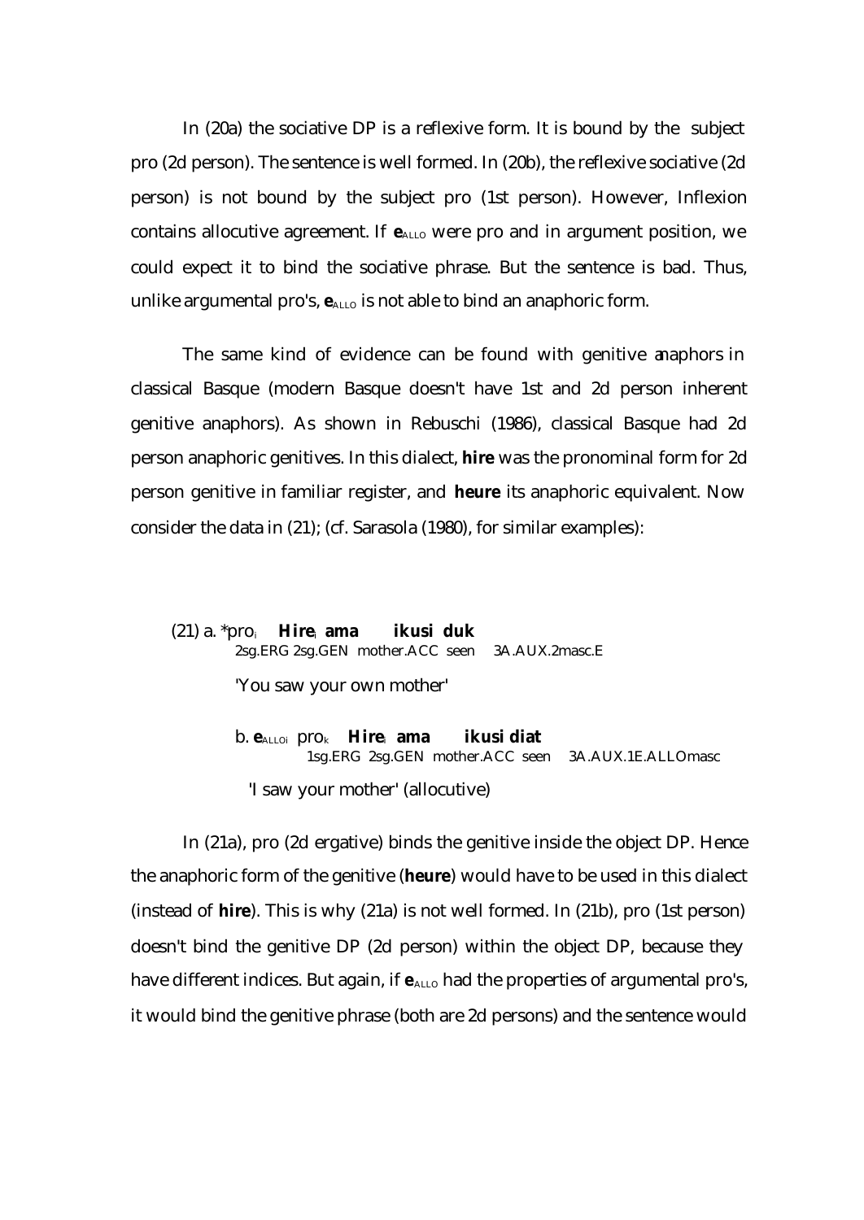In (20a) the sociative DP is a reflexive form. It is bound by the subject pro (2d person). The sentence is well formed. In (20b), the reflexive sociative (2d person) is not bound by the subject pro (1st person). However, Inflexion contains allocutive agreement. If $\mathbf{e}_{ALLO}$ were pro and in argument position, we could expect it to bind the sociative phrase. But the sentence is bad. Thus, unlike argumental pro's, $\mathbf{e}_{ALLO}$ is not able to bind an anaphoric form.

The same kind of evidence can be found with genitive anaphors in classical Basque (modern Basque doesn't have 1st and 2d person inherent genitive anaphors). As shown in Rebuschi (1986), classical Basque had 2d person anaphoric genitives. In this dialect, **hire** was the pronominal form for 2d person genitive in familiar register, and **heure** its anaphoric equivalent. Now consider the data in (21); (cf. Sarasola (1980), for similar examples):

(21) a. *pro$_i$ **Hire**$_i$ **ama** **ikusi duk**
2sg.ERG 2sg.GEN mother.ACC seen 3A.AUX.2masc.E

'You saw your own mother'

b. $\mathbf{e}_{ALLOi}$ pro$_k$ **Hire**$_i$ **ama** **ikusi diat**
1sg.ERG 2sg.GEN mother.ACC seen 3A.AUX.1E.ALLOmasc

'I saw your mother' (allocutive)

In (21a), pro (2d ergative) binds the genitive inside the object DP. Hence the anaphoric form of the genitive (**heure**) would have to be used in this dialect (instead of **hire**). This is why (21a) is not well formed. In (21b), pro (1st person) doesn't bind the genitive DP (2d person) within the object DP, because they have different indices. But again, if $\mathbf{e}_{ALLO}$ had the properties of argumental pro's, it would bind the genitive phrase (both are 2d persons) and the sentence would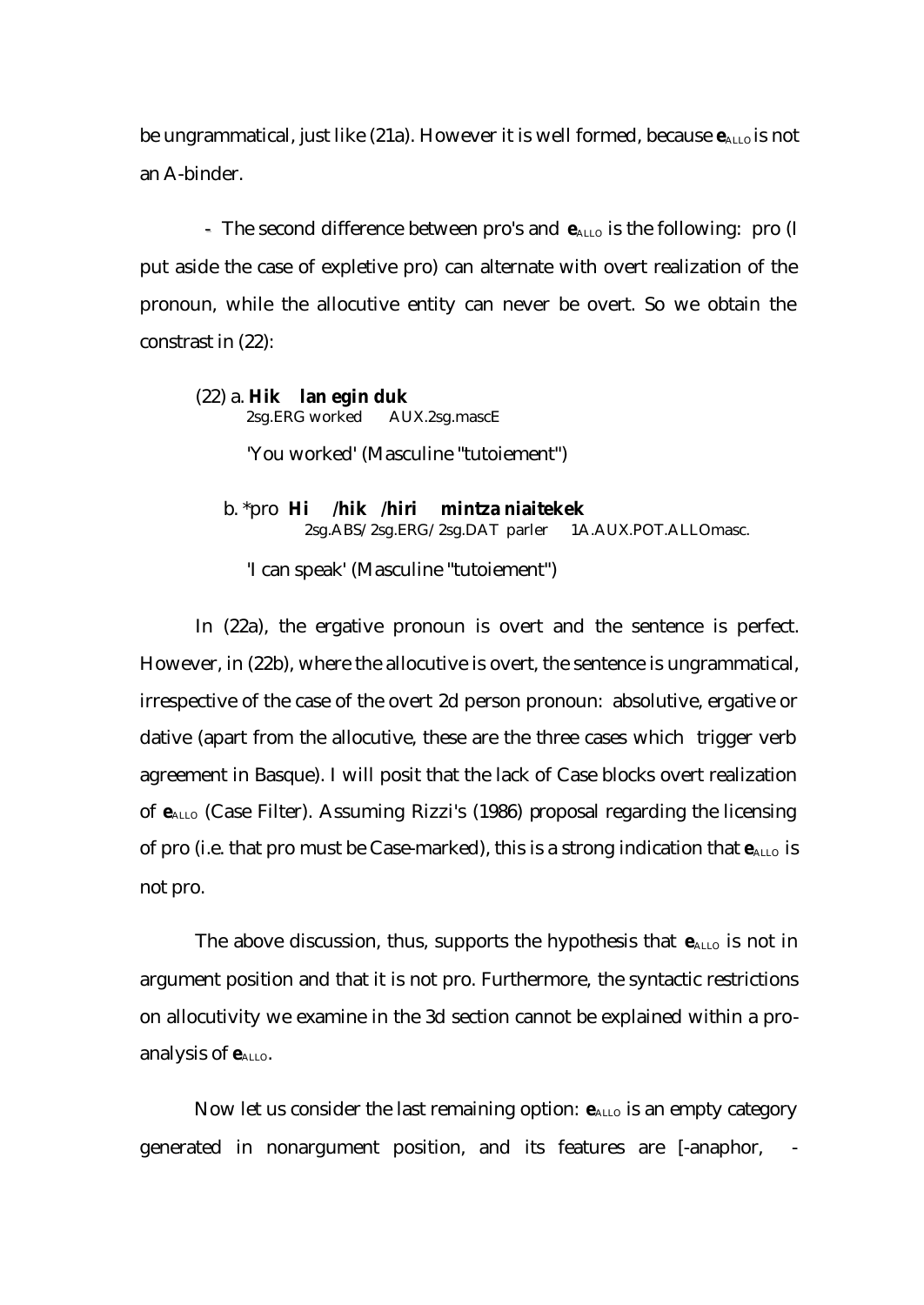be ungrammatical, just like (21a). However it is well formed, because $\boldsymbol{e}_{ALLO}$ is not an A-binder.

- The second difference between pro's and $\boldsymbol{e}_{ALLO}$ is the following: pro (I put aside the case of expletive pro) can alternate with overt realization of the pronoun, while the allocutive entity can never be overt. So we obtain the constrast in (22):

(22) a. **Hik lan egin duk**
2sg.ERG worked AUX.2sg.mascE

'You worked' (Masculine "tutoiement")

b. *pro **Hi /hik /hiri mintza niaitekek**
2sg.ABS/2sg.ERG/2sg.DAT parler 1A.AUX.POT.ALLOmasc.

'I can speak' (Masculine "tutoiement")

In (22a), the ergative pronoun is overt and the sentence is perfect. However, in (22b), where the allocutive is overt, the sentence is ungrammatical, irrespective of the case of the overt 2d person pronoun: absolutive, ergative or dative (apart from the allocutive, these are the three cases which trigger verb agreement in Basque). I will posit that the lack of Case blocks overt realization of $\boldsymbol{e}_{ALLO}$ (Case Filter). Assuming Rizzi's (1986) proposal regarding the licensing of pro (i.e. that pro must be Case-marked), this is a strong indication that $\boldsymbol{e}_{ALLO}$ is not pro.

The above discussion, thus, supports the hypothesis that $\boldsymbol{e}_{ALLO}$ is not in argument position and that it is not pro. Furthermore, the syntactic restrictions on allocutivity we examine in the 3d section cannot be explained within a pro-analysis of $\boldsymbol{e}_{ALLO}$.

Now let us consider the last remaining option: $\boldsymbol{e}_{ALLO}$ is an empty category generated in nonargument position, and its features are [-anaphor, -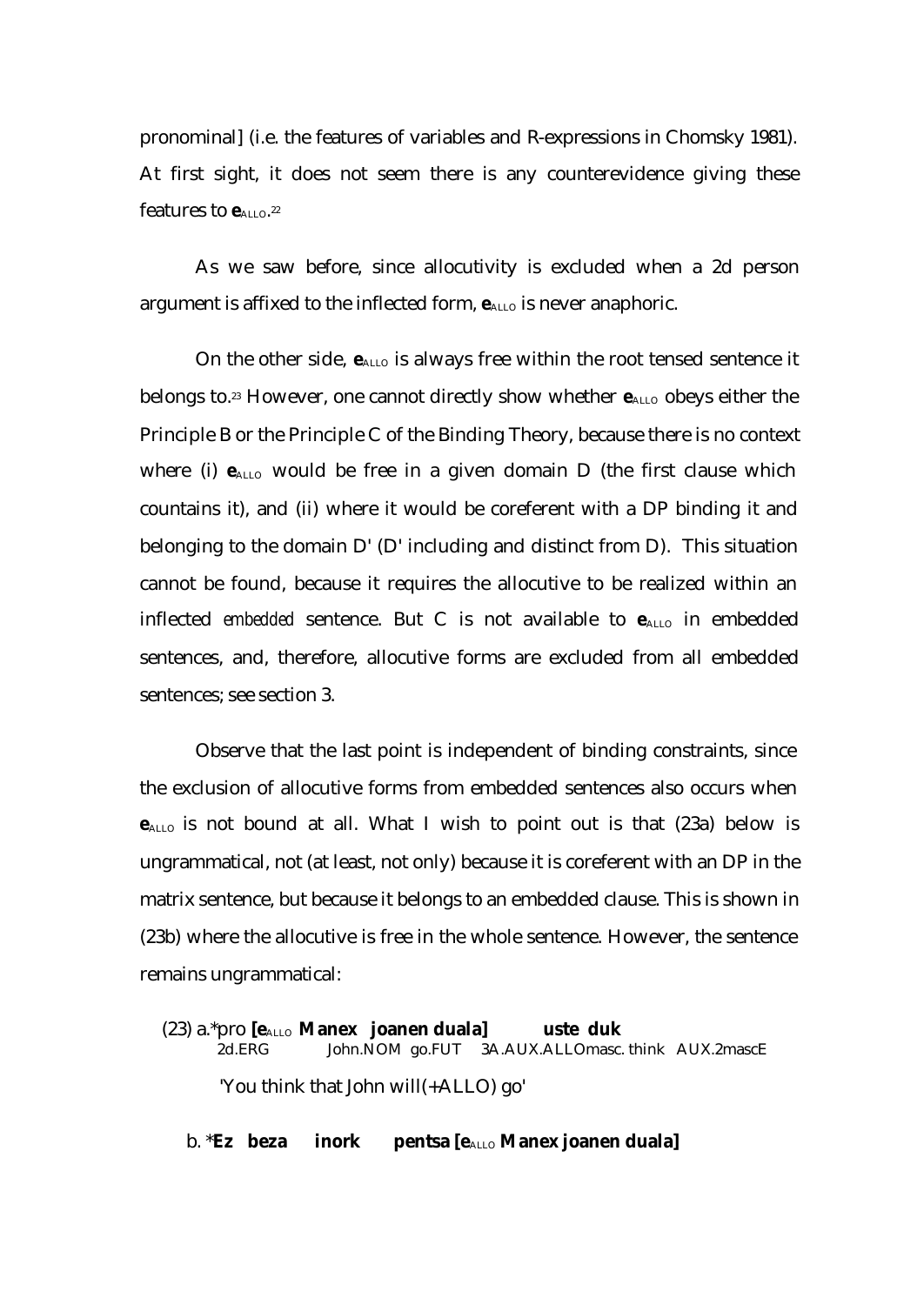pronominal] (i.e. the features of variables and R-expressions in Chomsky 1981). At first sight, it does not seem there is any counterevidence giving these features to $\mathbf{e}_{\text{ALLO}}$.[22]

As we saw before, since allocutivity is excluded when a 2d person argument is affixed to the inflected form, $\mathbf{e}_{\text{ALLO}}$ is never anaphoric.

On the other side, $\mathbf{e}_{\text{ALLO}}$ is always free within the root tensed sentence it belongs to.[23] However, one cannot directly show whether $\mathbf{e}_{\text{ALLO}}$ obeys either the Principle B or the Principle C of the Binding Theory, because there is no context where (i) $\mathbf{e}_{\text{ALLO}}$ would be free in a given domain D (the first clause which countains it), and (ii) where it would be coreferent with a DP binding it and belonging to the domain D' (D' including and distinct from D). This situation cannot be found, because it requires the allocutive to be realized within an inflected *embedded* sentence. But C is not available to $\mathbf{e}_{\text{ALLO}}$ in embedded sentences, and, therefore, allocutive forms are excluded from all embedded sentences; see section 3.

Observe that the last point is independent of binding constraints, since the exclusion of allocutive forms from embedded sentences also occurs when $\mathbf{e}_{\text{ALLO}}$ is not bound at all. What I wish to point out is that (23a) below is ungrammatical, not (at least, not only) because it is coreferent with an DP in the matrix sentence, but because it belongs to an embedded clause. This is shown in (23b) where the allocutive is free in the whole sentence. However, the sentence remains ungrammatical:

(23) a.*pro **[$\mathbf{e}_{\text{ALLO}}$ Manex joanen duala] uste duk**
2d.ERG John.NOM go.FUT 3A.AUX.ALLOmasc. think AUX.2mascE

'You think that John will(+ALLO) go'

b. ***Ez beza inork pentsa [$\mathbf{e}_{\text{ALLO}}$ Manex joanen duala]**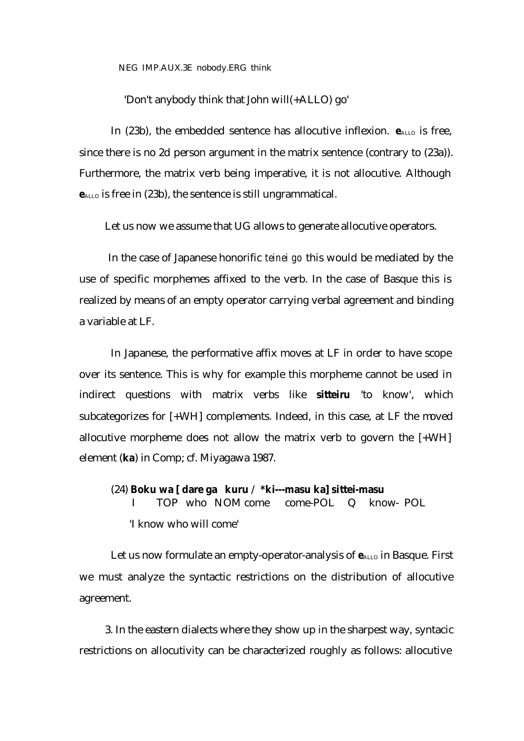NEG IMP.AUX.3E nobody.ERG think

'Don't anybody think that John will(+ALLO) go'

In (23b), the embedded sentence has allocutive inflexion. **e**$_{ALLO}$ is free, since there is no 2d person argument in the matrix sentence (contrary to (23a)). Furthermore, the matrix verb being imperative, it is not allocutive. Although **e**$_{ALLO}$ is free in (23b), the sentence is still ungrammatical.

Let us now we assume that UG allows to generate allocutive operators.

In the case of Japanese honorific *teinei go* this would be mediated by the use of specific morphemes affixed to the verb. In the case of Basque this is realized by means of an empty operator carrying verbal agreement and binding a variable at LF.

In Japanese, the performative affix moves at LF in order to have scope over its sentence. This is why for example this morpheme cannot be used in indirect questions with matrix verbs like **sitteiru** 'to know', which subcategorizes for [+WH] complements. Indeed, in this case, at LF the moved allocutive morpheme does not allow the matrix verb to govern the [+WH] element (**ka**) in Comp; cf. Miyagawa 1987.

(24) **Boku wa [ dare ga kuru / *ki---masu ka] sittei-masu**
I TOP who NOM come come-POL Q know- POL
'I know who will come'

Let us now formulate an empty-operator-analysis of **e**$_{ALLO}$ in Basque. First we must analyze the syntactic restrictions on the distribution of allocutive agreement.

3. In the eastern dialects where they show up in the sharpest way, syntacic restrictions on allocutivity can be characterized roughly as follows: allocutive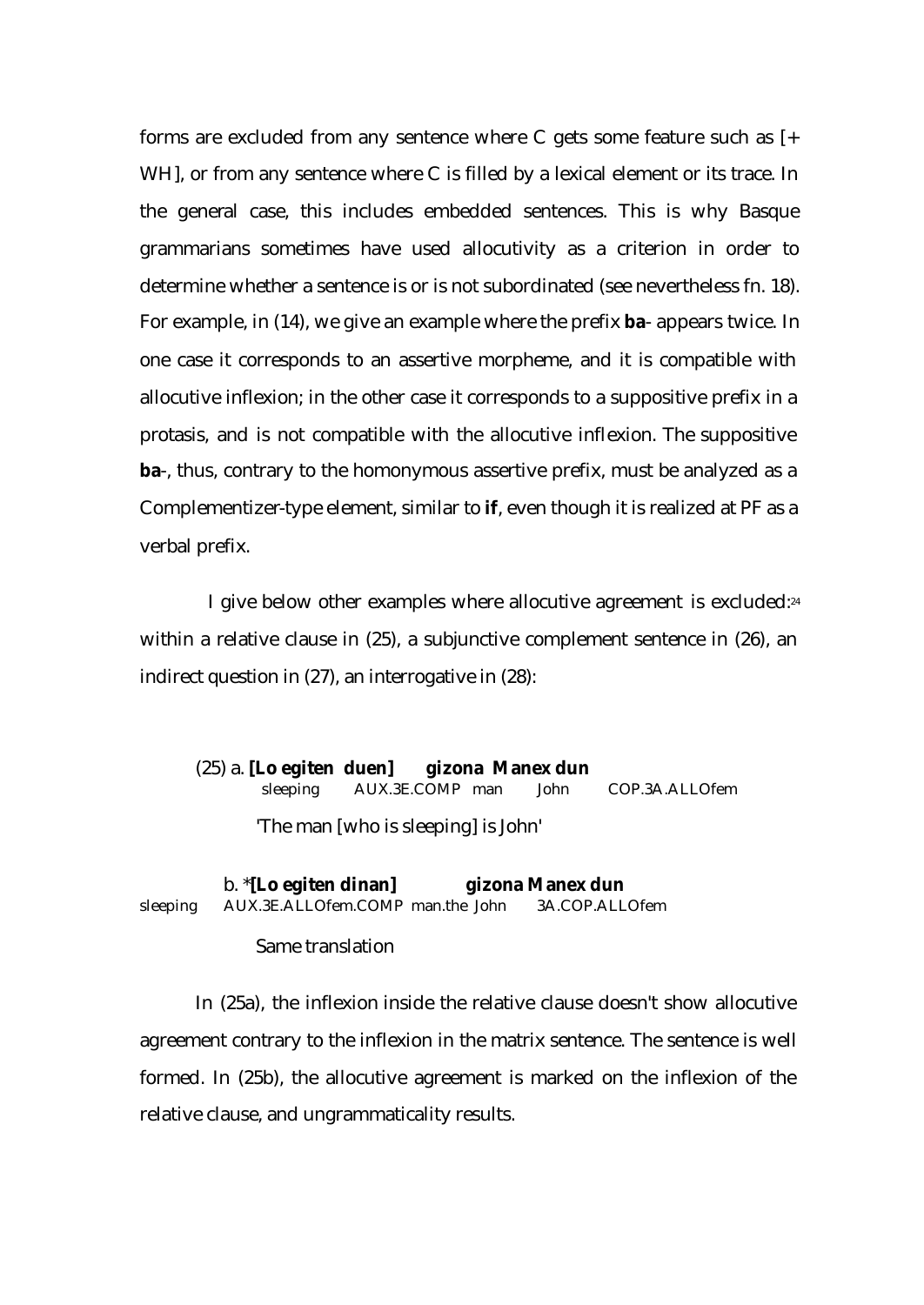forms are excluded from any sentence where C gets some feature such as [+ WH], or from any sentence where C is filled by a lexical element or its trace. In the general case, this includes embedded sentences. This is why Basque grammarians sometimes have used allocutivity as a criterion in order to determine whether a sentence is or is not subordinated (see nevertheless fn. 18). For example, in (14), we give an example where the prefix **ba**- appears twice. In one case it corresponds to an assertive morpheme, and it is compatible with allocutive inflexion; in the other case it corresponds to a suppositive prefix in a protasis, and is not compatible with the allocutive inflexion. The suppositive **ba**-, thus, contrary to the homonymous assertive prefix, must be analyzed as a Complementizer-type element, similar to **if**, even though it is realized at PF as a verbal prefix.

I give below other examples where allocutive agreement is excluded:[24] within a relative clause in (25), a subjunctive complement sentence in (26), an indirect question in (27), an interrogative in (28):

(25) a. **[Lo egiten duen] gizona Manex dun**
sleeping AUX.3E.COMP man John COP.3A.ALLOfem
'The man [who is sleeping] is John'

b. ***[Lo egiten dinan] gizona Manex dun**
sleeping AUX.3E.ALLOfem.COMP man.the John 3A.COP.ALLOfem
Same translation

In (25a), the inflexion inside the relative clause doesn't show allocutive agreement contrary to the inflexion in the matrix sentence. The sentence is well formed. In (25b), the allocutive agreement is marked on the inflexion of the relative clause, and ungrammaticality results.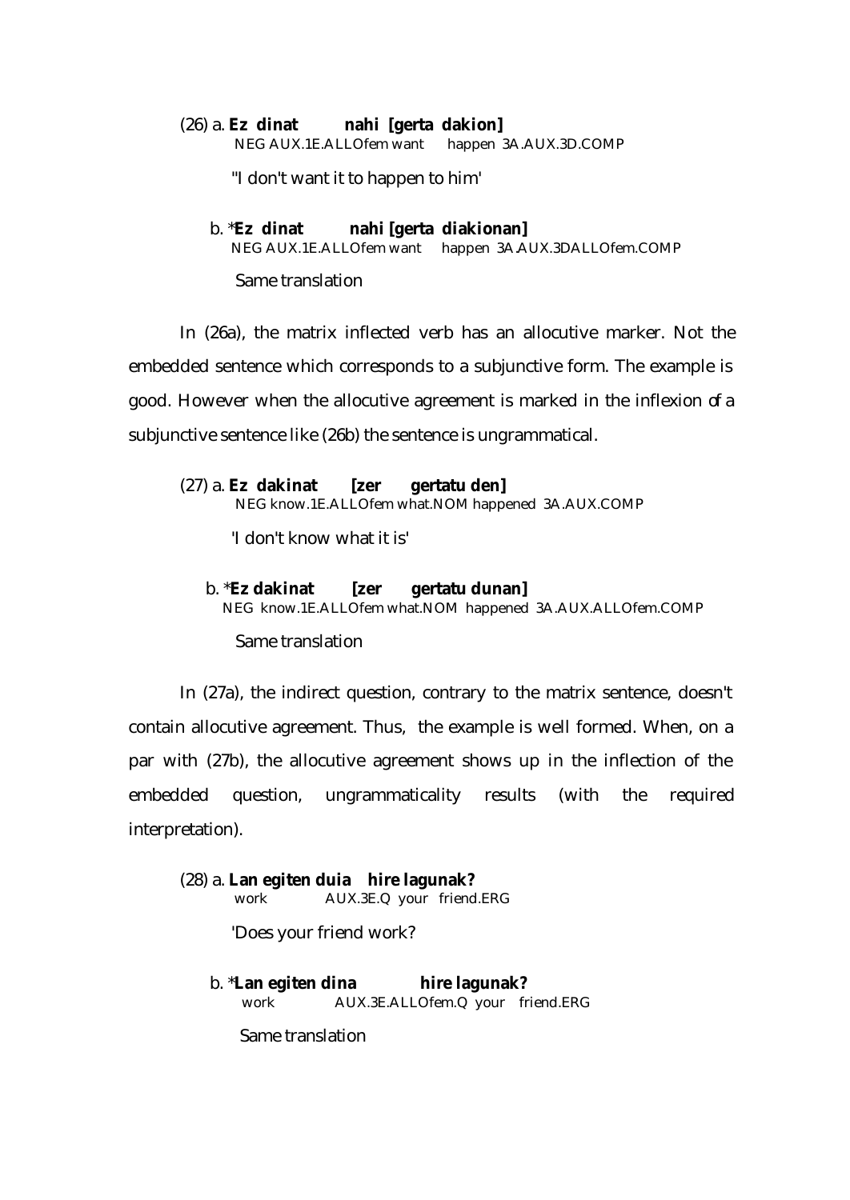(26) a. **Ez dinat nahi [gerta dakion]**
NEG AUX.1E.ALLOfem want happen 3A.AUX.3D.COMP

"I don't want it to happen to him'

b. ***Ez dinat nahi [gerta diakionan]**
NEG AUX.1E.ALLOfem want happen 3A.AUX.3DALLOfem.COMP

Same translation

In (26a), the matrix inflected verb has an allocutive marker. Not the embedded sentence which corresponds to a subjunctive form. The example is good. However when the allocutive agreement is marked in the inflexion of a subjunctive sentence like (26b) the sentence is ungrammatical.

(27) a. **Ez dakinat [zer gertatu den]**
NEG know.1E.ALLOfem what.NOM happened 3A.AUX.COMP

'I don't know what it is'

b. ***Ez dakinat [zer gertatu dunan]**
NEG know.1E.ALLOfem what.NOM happened 3A.AUX.ALLOfem.COMP

Same translation

In (27a), the indirect question, contrary to the matrix sentence, doesn't contain allocutive agreement. Thus, the example is well formed. When, on a par with (27b), the allocutive agreement shows up in the inflection of the embedded question, ungrammaticality results (with the required interpretation).

(28) a. **Lan egiten duia hire lagunak?**
work AUX.3E.Q your friend.ERG

'Does your friend work?

b. ***Lan egiten dina hire lagunak?**
work AUX.3E.ALLOfem.Q your friend.ERG

Same translation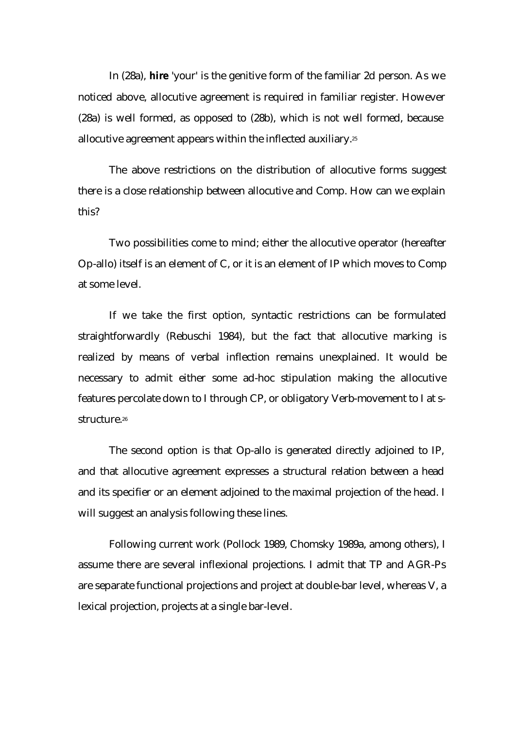In (28a), **hire** 'your' is the genitive form of the familiar 2d person. As we noticed above, allocutive agreement is required in familiar register. However (28a) is well formed, as opposed to (28b), which is not well formed, because allocutive agreement appears within the inflected auxiliary.[25]

The above restrictions on the distribution of allocutive forms suggest there is a close relationship between allocutive and Comp. How can we explain this?

Two possibilities come to mind; either the allocutive operator (hereafter Op-allo) itself is an element of C, or it is an element of IP which moves to Comp at some level.

If we take the first option, syntactic restrictions can be formulated straightforwardly (Rebuschi 1984), but the fact that allocutive marking is realized by means of verbal inflection remains unexplained. It would be necessary to admit either some ad-hoc stipulation making the allocutive features percolate down to I through CP, or obligatory Verb-movement to I at s-structure.[26]

The second option is that Op-allo is generated directly adjoined to IP, and that allocutive agreement expresses a structural relation between a head and its specifier or an element adjoined to the maximal projection of the head. I will suggest an analysis following these lines.

Following current work (Pollock 1989, Chomsky 1989a, among others), I assume there are several inflexional projections. I admit that TP and AGR-Ps are separate functional projections and project at double-bar level, whereas V, a lexical projection, projects at a single bar-level.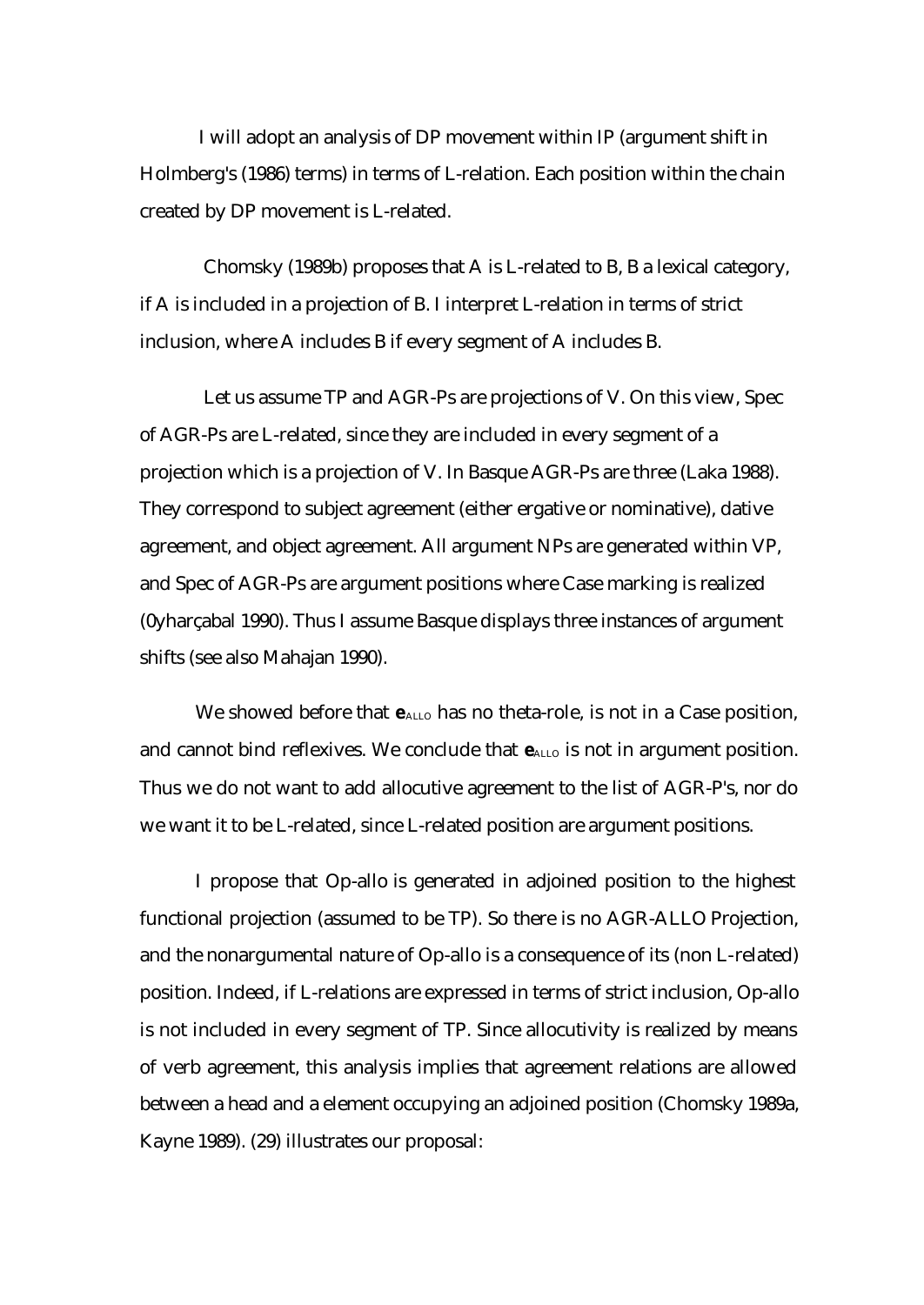I will adopt an analysis of DP movement within IP (argument shift in Holmberg's (1986) terms) in terms of L-relation. Each position within the chain created by DP movement is L-related.

Chomsky (1989b) proposes that A is L-related to B, B a lexical category, if A is included in a projection of B. I interpret L-relation in terms of strict inclusion, where A includes B if every segment of A includes B.

Let us assume TP and AGR-Ps are projections of V. On this view, Spec of AGR-Ps are L-related, since they are included in every segment of a projection which is a projection of V. In Basque AGR-Ps are three (Laka 1988). They correspond to subject agreement (either ergative or nominative), dative agreement, and object agreement. All argument NPs are generated within VP, and Spec of AGR-Ps are argument positions where Case marking is realized (0yharçabal 1990). Thus I assume Basque displays three instances of argument shifts (see also Mahajan 1990).

We showed before that $\mathbf{e}_{\text{ALLO}}$ has no theta-role, is not in a Case position, and cannot bind reflexives. We conclude that $\mathbf{e}_{\text{ALLO}}$ is not in argument position. Thus we do not want to add allocutive agreement to the list of AGR-P's, nor do we want it to be L-related, since L-related position are argument positions.

I propose that Op-allo is generated in adjoined position to the highest functional projection (assumed to be TP). So there is no AGR-ALLO Projection, and the nonargumental nature of Op-allo is a consequence of its (non L-related) position. Indeed, if L-relations are expressed in terms of strict inclusion, Op-allo is not included in every segment of TP. Since allocutivity is realized by means of verb agreement, this analysis implies that agreement relations are allowed between a head and a element occupying an adjoined position (Chomsky 1989a, Kayne 1989). (29) illustrates our proposal: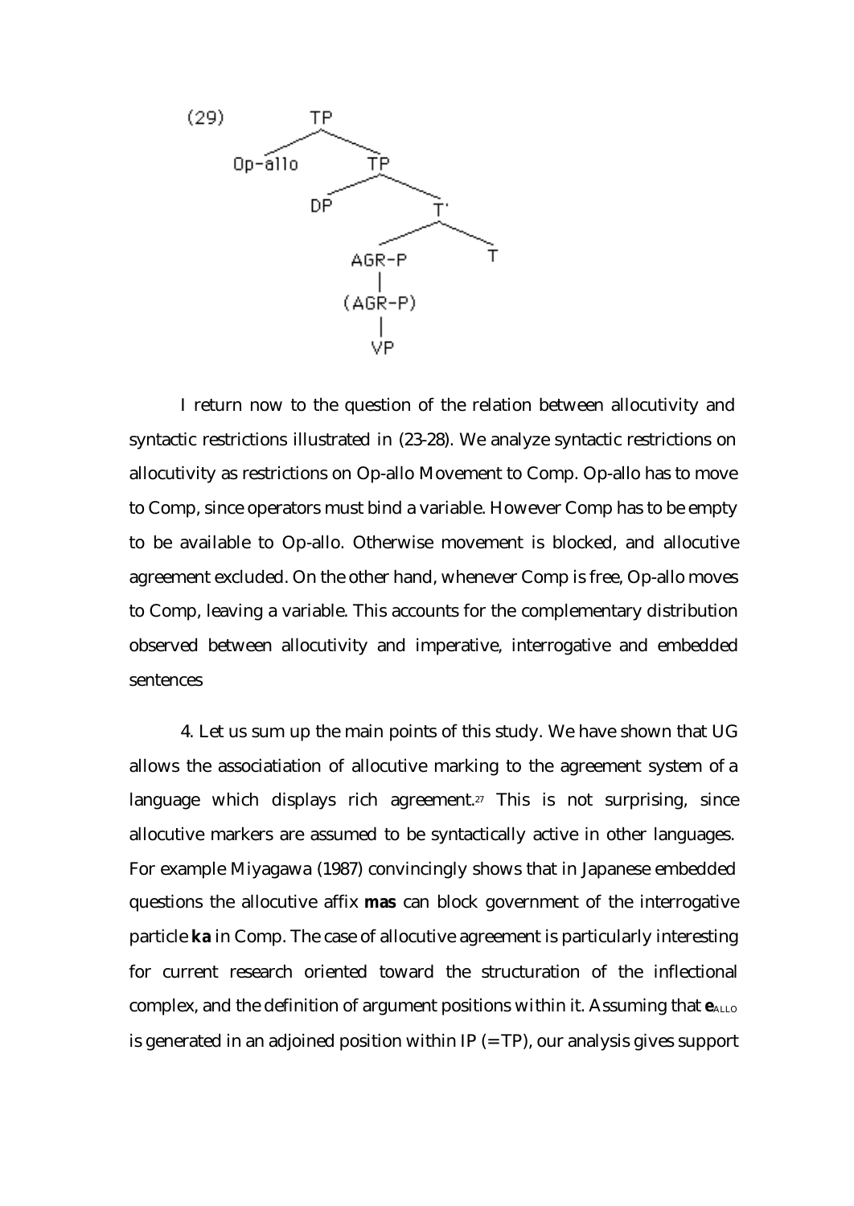(29)

```
                TP
              /    \
        Op-allo     TP
                   /   \
                 DP     T'
                       /   \
                   AGR-P    T
                     |
                  (AGR-P)
                     |
                    VP
```

I return now to the question of the relation between allocutivity and syntactic restrictions illustrated in (23-28). We analyze syntactic restrictions on allocutivity as restrictions on Op-allo Movement to Comp. Op-allo has to move to Comp, since operators must bind a variable. However Comp has to be empty to be available to Op-allo. Otherwise movement is blocked, and allocutive agreement excluded. On the other hand, whenever Comp is free, Op-allo moves to Comp, leaving a variable. This accounts for the complementary distribution observed between allocutivity and imperative, interrogative and embedded sentences

4. Let us sum up the main points of this study. We have shown that UG allows the associatiation of allocutive marking to the agreement system of a language which displays rich agreement.[27] This is not surprising, since allocutive markers are assumed to be syntactically active in other languages. For example Miyagawa (1987) convincingly shows that in Japanese embedded questions the allocutive affix **mas** can block government of the interrogative particle **ka** in Comp. The case of allocutive agreement is particularly interesting for current research oriented toward the structuration of the inflectional complex, and the definition of argument positions within it. Assuming that $\mathbf{e}_{ALLO}$ is generated in an adjoined position within IP (= TP), our analysis gives support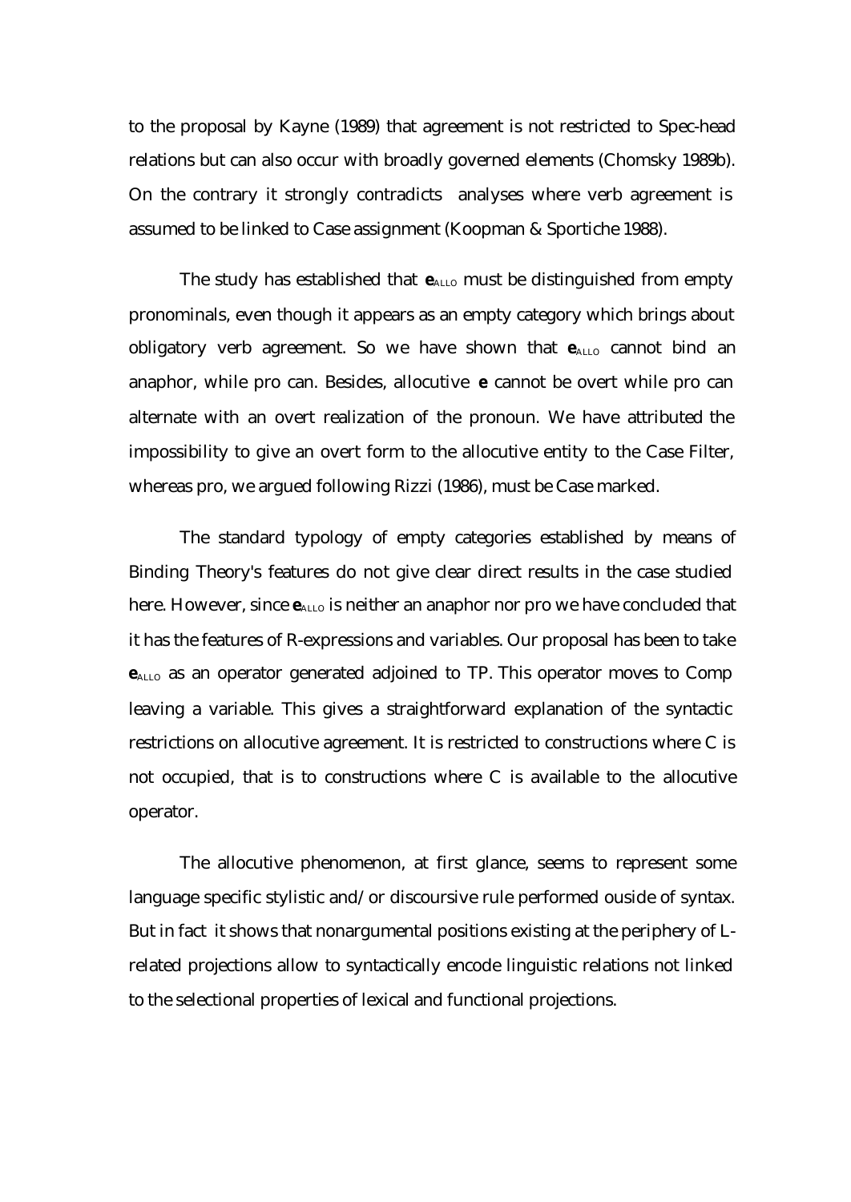to the proposal by Kayne (1989) that agreement is not restricted to Spec-head relations but can also occur with broadly governed elements (Chomsky 1989b). On the contrary it strongly contradicts analyses where verb agreement is assumed to be linked to Case assignment (Koopman & Sportiche 1988).

The study has established that $\mathbf{e}_{\text{ALLO}}$ must be distinguished from empty pronominals, even though it appears as an empty category which brings about obligatory verb agreement. So we have shown that $\mathbf{e}_{\text{ALLO}}$ cannot bind an anaphor, while pro can. Besides, allocutive **e** cannot be overt while pro can alternate with an overt realization of the pronoun. We have attributed the impossibility to give an overt form to the allocutive entity to the Case Filter, whereas pro, we argued following Rizzi (1986), must be Case marked.

The standard typology of empty categories established by means of Binding Theory's features do not give clear direct results in the case studied here. However, since $\mathbf{e}_{\text{ALLO}}$ is neither an anaphor nor pro we have concluded that it has the features of R-expressions and variables. Our proposal has been to take $\mathbf{e}_{\text{ALLO}}$ as an operator generated adjoined to TP. This operator moves to Comp leaving a variable. This gives a straightforward explanation of the syntactic restrictions on allocutive agreement. It is restricted to constructions where C is not occupied, that is to constructions where C is available to the allocutive operator.

The allocutive phenomenon, at first glance, seems to represent some language specific stylistic and/or discoursive rule performed ouside of syntax. But in fact it shows that nonargumental positions existing at the periphery of L-related projections allow to syntactically encode linguistic relations not linked to the selectional properties of lexical and functional projections.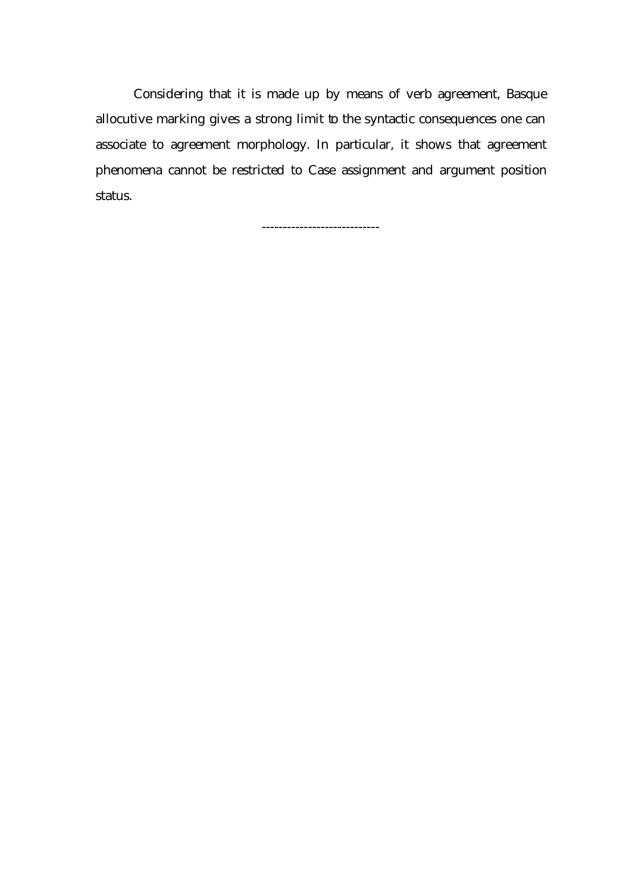Considering that it is made up by means of verb agreement, Basque allocutive marking gives a strong limit to the syntactic consequences one can associate to agreement morphology. In particular, it shows that agreement phenomena cannot be restricted to Case assignment and argument position status.

----------------------------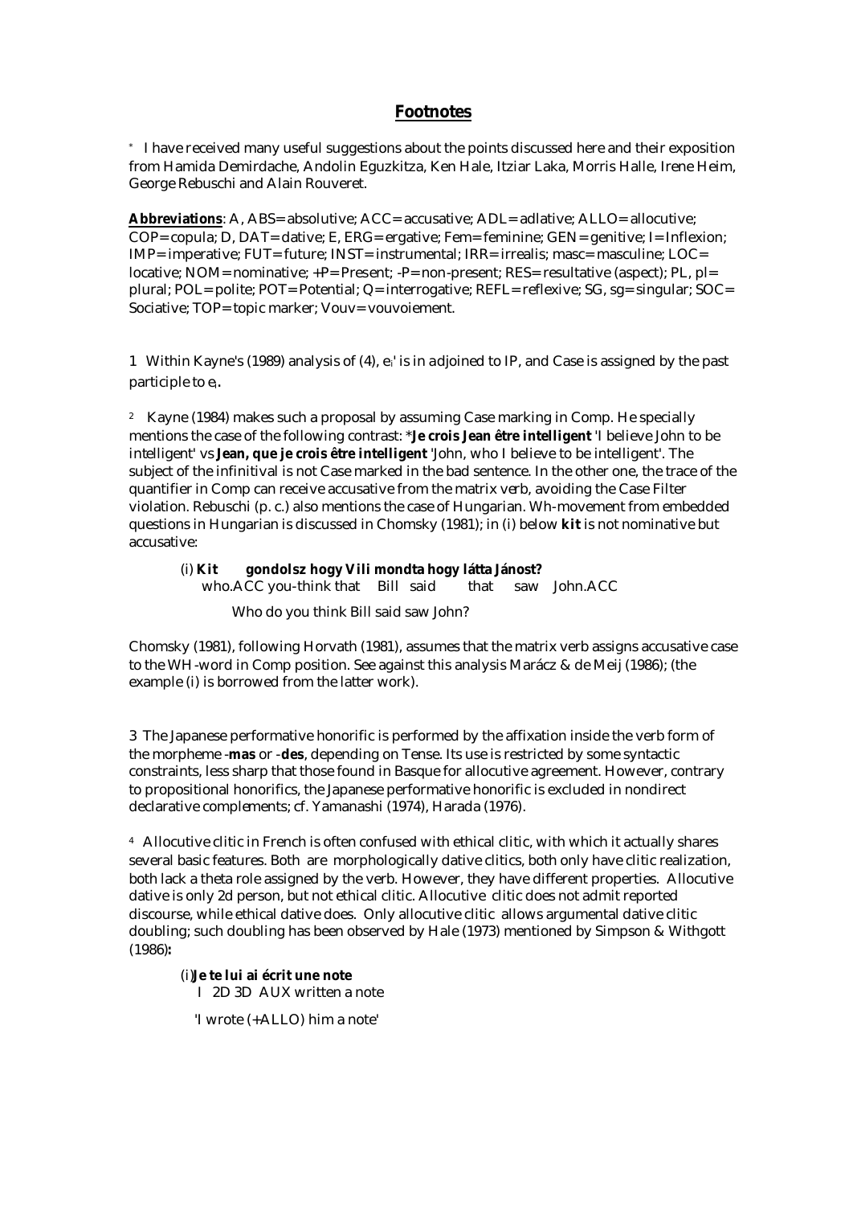## Footnotes

\* I have received many useful suggestions about the points discussed here and their exposition from Hamida Demirdache, Andolin Eguzkitza, Ken Hale, Itziar Laka, Morris Halle, Irene Heim, George Rebuschi and Alain Rouveret.

**Abbreviations**: A, ABS= absolutive; ACC= accusative; ADL= adlative; ALLO= allocutive; COP= copula; D, DAT= dative; E, ERG= ergative; Fem= feminine; GEN= genitive; I= Inflexion; IMP= imperative; FUT= future; INST= instrumental; IRR= irrealis; masc= masculine; LOC= locative; NOM= nominative; +P= Present; -P= non-present; RES= resultative (aspect); PL, pl= plural; POL= polite; POT= Potential; Q= interrogative; REFL= reflexive; SG, sg= singular; SOC= Sociative; TOP= topic marker; Vouv= vouvoiement.

1 Within Kayne's (1989) analysis of (4), $e_i$' is in adjoined to IP, and Case is assigned by the past participle to $e_i$.

2 Kayne (1984) makes such a proposal by assuming Case marking in Comp. He specially mentions the case of the following contrast: \***Je crois Jean être intelligent** 'I believe John to be intelligent' vs **Jean, que je crois être intelligent** 'John, who I believe to be intelligent'. The subject of the infinitival is not Case marked in the bad sentence. In the other one, the trace of the quantifier in Comp can receive accusative from the matrix verb, avoiding the Case Filter violation. Rebuschi (p. c.) also mentions the case of Hungarian. Wh-movement from embedded questions in Hungarian is discussed in Chomsky (1981); in (i) below **kit** is not nominative but accusative:

(i) **Kit gondolsz hogy Vili mondta hogy látta Jánost?**
who.ACC you-think that Bill said that saw John.ACC

Who do you think Bill said saw John?

Chomsky (1981), following Horvath (1981), assumes that the matrix verb assigns accusative case to the WH-word in Comp position. See against this analysis Marácz & de Meij (1986); (the example (i) is borrowed from the latter work).

3 The Japanese performative honorific is performed by the affixation inside the verb form of the morpheme -**mas** or -**des**, depending on Tense. Its use is restricted by some syntactic constraints, less sharp that those found in Basque for allocutive agreement. However, contrary to propositional honorifics, the Japanese performative honorific is excluded in nondirect declarative complements; cf. Yamanashi (1974), Harada (1976).

4 Allocutive clitic in French is often confused with ethical clitic, with which it actually shares several basic features. Both are morphologically dative clitics, both only have clitic realization, both lack a theta role assigned by the verb. However, they have different properties. Allocutive dative is only 2d person, but not ethical clitic. Allocutive clitic does not admit reported discourse, while ethical dative does. Only allocutive clitic allows argumental dative clitic doubling; such doubling has been observed by Hale (1973) mentioned by Simpson & Withgott (1986):

(i) **Je te lui ai écrit une note**
I 2D 3D AUX written a note

'I wrote (+ALLO) him a note'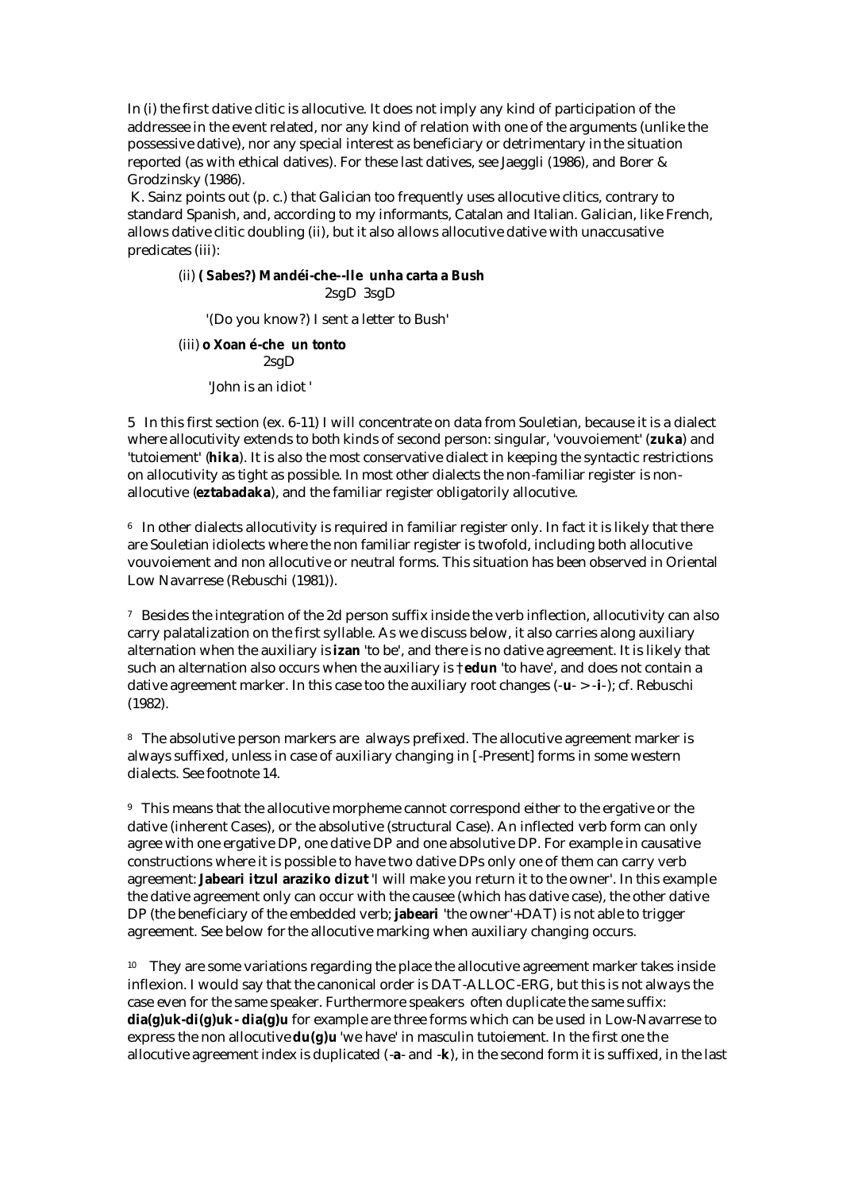In (i) the first dative clitic is allocutive. It does not imply any kind of participation of the addressee in the event related, nor any kind of relation with one of the arguments (unlike the possessive dative), nor any special interest as beneficiary or detrimentary in the situation reported (as with ethical datives). For these last datives, see Jaeggli (1986), and Borer & Grodzinsky (1986).

K. Sainz points out (p. c.) that Galician too frequently uses allocutive clitics, contrary to standard Spanish, and, according to my informants, Catalan and Italian. Galician, like French, allows dative clitic doubling (ii), but it also allows allocutive dative with unaccusative predicates (iii):

(ii) **( Sabes?) Mandéi-che--lle unha carta a Bush**
2sgD 3sgD

'(Do you know?) I sent a letter to Bush'

(iii) **o Xoan é-che un tonto**
2sgD

'John is an idiot '

5 In this first section (ex. 6-11) I will concentrate on data from Souletian, because it is a dialect where allocutivity extends to both kinds of second person: singular, 'vouvoiement' (**zuka**) and 'tutoiement' (**hika**). It is also the most conservative dialect in keeping the syntactic restrictions on allocutivity as tight as possible. In most other dialects the non-familiar register is non-allocutive (**eztabadaka**), and the familiar register obligatorily allocutive.

6 In other dialects allocutivity is required in familiar register only. In fact it is likely that there are Souletian idiolects where the non familiar register is twofold, including both allocutive vouvoiement and non allocutive or neutral forms. This situation has been observed in Oriental Low Navarrese (Rebuschi (1981)).

7 Besides the integration of the 2d person suffix inside the verb inflection, allocutivity can also carry palatalization on the first syllable. As we discuss below, it also carries along auxiliary alternation when the auxiliary is **izan** 'to be', and there is no dative agreement. It is likely that such an alternation also occurs when the auxiliary is †**edun** 'to have', and does not contain a dative agreement marker. In this case too the auxiliary root changes (-**u**- > -**i**-); cf. Rebuschi (1982).

8 The absolutive person markers are always prefixed. The allocutive agreement marker is always suffixed, unless in case of auxiliary changing in [-Present] forms in some western dialects. See footnote 14.

9 This means that the allocutive morpheme cannot correspond either to the ergative or the dative (inherent Cases), or the absolutive (structural Case). An inflected verb form can only agree with one ergative DP, one dative DP and one absolutive DP. For example in causative constructions where it is possible to have two dative DPs only one of them can carry verb agreement: **Jabeari itzul araziko dizut** 'I will make you return it to the owner'. In this example the dative agreement only can occur with the causee (which has dative case), the other dative DP (the beneficiary of the embedded verb; **jabeari** 'the owner'+DAT) is not able to trigger agreement. See below for the allocutive marking when auxiliary changing occurs.

10 They are some variations regarding the place the allocutive agreement marker takes inside inflexion. I would say that the canonical order is DAT-ALLOC-ERG, but this is not always the case even for the same speaker. Furthermore speakers often duplicate the same suffix: **dia(g)uk-di(g)uk - dia(g)u** for example are three forms which can be used in Low-Navarrese to express the non allocutive **du(g)u** 'we have' in masculin tutoiement. In the first one the allocutive agreement index is duplicated (-**a**- and -**k**), in the second form it is suffixed, in the last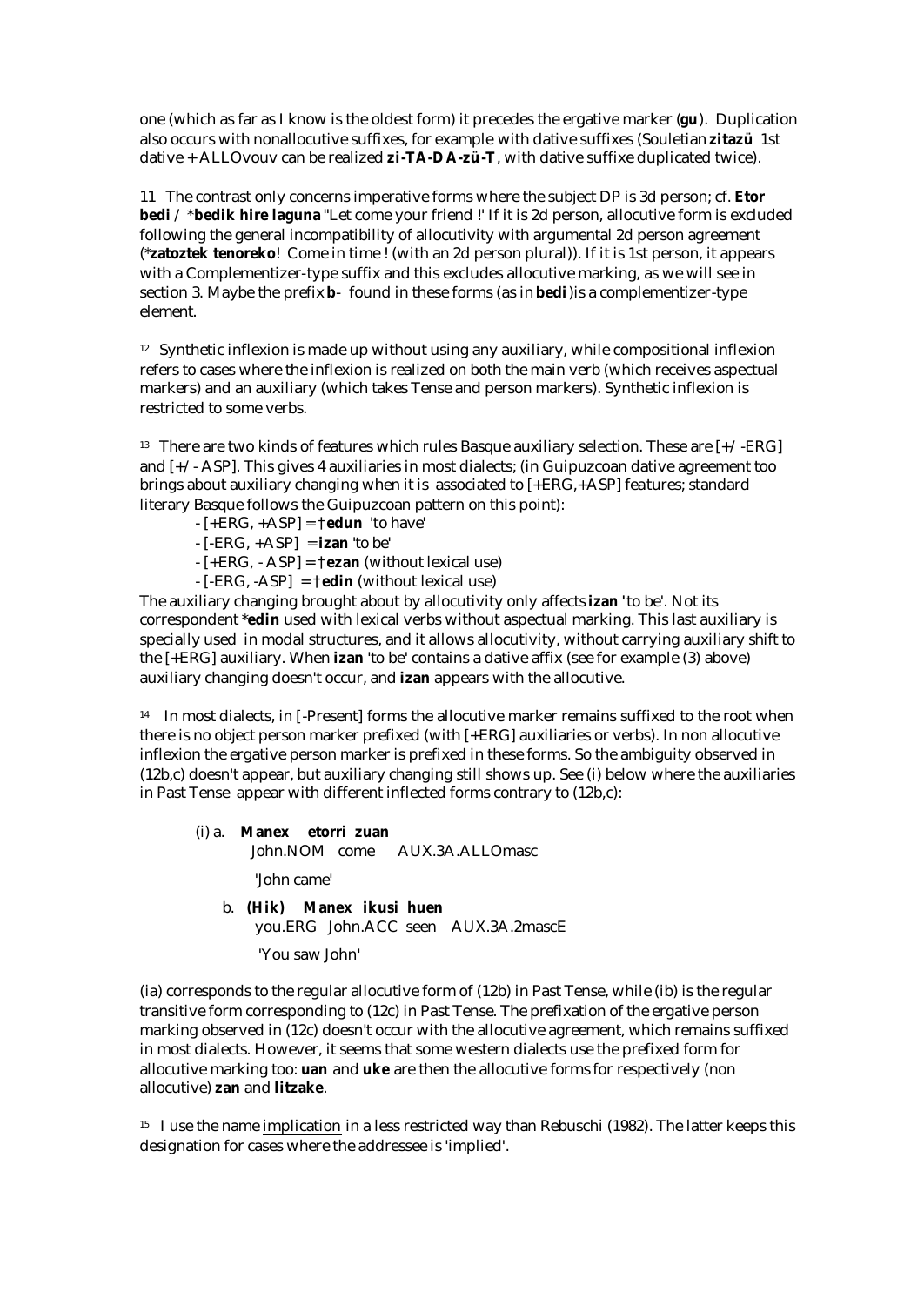one (which as far as I know is the oldest form) it precedes the ergative marker (**gu**). Duplication also occurs with nonallocutive suffixes, for example with dative suffixes (Souletian **zitazü** 1st dative + ALLOvouv can be realized **zi-TA-DA-zü-T**, with dative suffixe duplicated twice).

11 The contrast only concerns imperative forms where the subject DP is 3d person; cf. **Etor bedi** / ***bedik hire laguna** "Let come your friend !' If it is 2d person, allocutive form is excluded following the general incompatibility of allocutivity with argumental 2d person agreement (***zatoztek tenoreko**! Come in time ! (with an 2d person plural)). If it is 1st person, it appears with a Complementizer-type suffix and this excludes allocutive marking, as we will see in section 3. Maybe the prefix **b-** found in these forms (as in **bedi**)is a complementizer-type element.

12 Synthetic inflexion is made up without using any auxiliary, while compositional inflexion refers to cases where the inflexion is realized on both the main verb (which receives aspectual markers) and an auxiliary (which takes Tense and person markers). Synthetic inflexion is restricted to some verbs.

13 There are two kinds of features which rules Basque auxiliary selection. These are [+/-ERG] and [+/- ASP]. This gives 4 auxiliaries in most dialects; (in Guipuzcoan dative agreement too brings about auxiliary changing when it is associated to [+ERG,+ASP] features; standard literary Basque follows the Guipuzcoan pattern on this point):

- [+ERG, +ASP] = †**edun** 'to have'
- [-ERG, +ASP] = **izan** 'to be'
- [+ERG, - ASP] = †**ezan** (without lexical use)
- [-ERG, -ASP] = †**edin** (without lexical use)

The auxiliary changing brought about by allocutivity only affects **izan** 'to be'. Not its correspondent ***edin** used with lexical verbs without aspectual marking. This last auxiliary is specially used in modal structures, and it allows allocutivity, without carrying auxiliary shift to the [+ERG] auxiliary. When **izan** 'to be' contains a dative affix (see for example (3) above) auxiliary changing doesn't occur, and **izan** appears with the allocutive.

14 In most dialects, in [-Present] forms the allocutive marker remains suffixed to the root when there is no object person marker prefixed (with [+ERG] auxiliaries or verbs). In non allocutive inflexion the ergative person marker is prefixed in these forms. So the ambiguity observed in (12b,c) doesn't appear, but auxiliary changing still shows up. See (i) below where the auxiliaries in Past Tense appear with different inflected forms contrary to (12b,c):

(i) a. **Manex etorri zuan**
John.NOM come AUX.3A.ALLOmasc
'John came'

b. **(Hik) Manex ikusi huen**
you.ERG John.ACC seen AUX.3A.2mascE
'You saw John'

(ia) corresponds to the regular allocutive form of (12b) in Past Tense, while (ib) is the regular transitive form corresponding to (12c) in Past Tense. The prefixation of the ergative person marking observed in (12c) doesn't occur with the allocutive agreement, which remains suffixed in most dialects. However, it seems that some western dialects use the prefixed form for allocutive marking too: **uan** and **uke** are then the allocutive forms for respectively (non allocutive) **zan** and **litzake**.

15 I use the name implication in a less restricted way than Rebuschi (1982). The latter keeps this designation for cases where the addressee is 'implied'.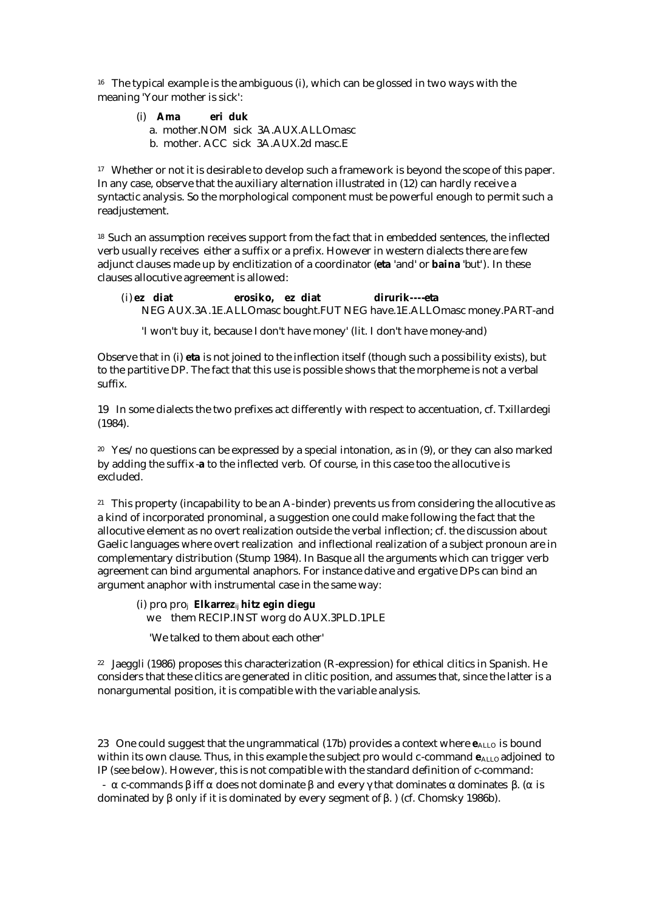[16] The typical example is the ambiguous (i), which can be glossed in two ways with the meaning 'Your mother is sick':

(i) **Ama** **eri duk**
  a. mother.NOM sick 3A.AUX.ALLOmasc
  b. mother. ACC sick 3A.AUX.2d masc.E

[17] Whether or not it is desirable to develop such a framework is beyond the scope of this paper. In any case, observe that the auxiliary alternation illustrated in (12) can hardly receive a syntactic analysis. So the morphological component must be powerful enough to permit such a readjustement.

[18] Such an assumption receives support from the fact that in embedded sentences, the inflected verb usually receives either a suffix or a prefix. However in western dialects there are few adjunct clauses made up by enclitization of a coordinator (**eta** 'and' or **baina** 'but'). In these clauses allocutive agreement is allowed:

(i) **ez diat** **erosiko,** **ez diat** **dirurik----eta**
  NEG AUX.3A.1E.ALLOmasc bought.FUT NEG have.1E.ALLOmasc money.PART-and

  'I won't buy it, because I don't have money' (lit. I don't have money-and)

Observe that in (i) **eta** is not joined to the inflection itself (though such a possibility exists), but to the partitive DP. The fact that this use is possible shows that the morpheme is not a verbal suffix.

19 In some dialects the two prefixes act differently with respect to accentuation, cf. Txillardegi (1984).

[20] Yes/no questions can be expressed by a special intonation, as in (9), or they can also marked by adding the suffix **-a** to the inflected verb. Of course, in this case too the allocutive is excluded.

[21] This property (incapability to be an A-binder) prevents us from considering the allocutive as a kind of incorporated pronominal, a suggestion one could make following the fact that the allocutive element as no overt realization outside the verbal inflection; cf. the discussion about Gaelic languages where overt realization and inflectional realization of a subject pronoun are in complementary distribution (Stump 1984). In Basque all the arguments which can trigger verb agreement can bind argumental anaphors. For instance dative and ergative DPs can bind an argument anaphor with instrumental case in the same way:

(i) $pro_i$ $pro_j$ **Elkarrez**$_{ij}$ **hitz egin diegu**
  we them RECIP.INST worg do AUX.3PLD.1PLE

  'We talked to them about each other'

[22] Jaeggli (1986) proposes this characterization (R-expression) for ethical clitics in Spanish. He considers that these clitics are generated in clitic position, and assumes that, since the latter is a nonargumental position, it is compatible with the variable analysis.

23 One could suggest that the ungrammatical (17b) provides a context where $\mathbf{e}_{ALLO}$ is bound within its own clause. Thus, in this example the subject pro would c-command $\mathbf{e}_{ALLO}$ adjoined to IP (see below). However, this is not compatible with the standard definition of c-command:
- $\alpha$ c-commands $\beta$ iff $\alpha$ does not dominate $\beta$ and every $\gamma$ that dominates $\alpha$ dominates $\beta$. ($\alpha$ is dominated by $\beta$ only if it is dominated by every segment of $\beta$. ) (cf. Chomsky 1986b).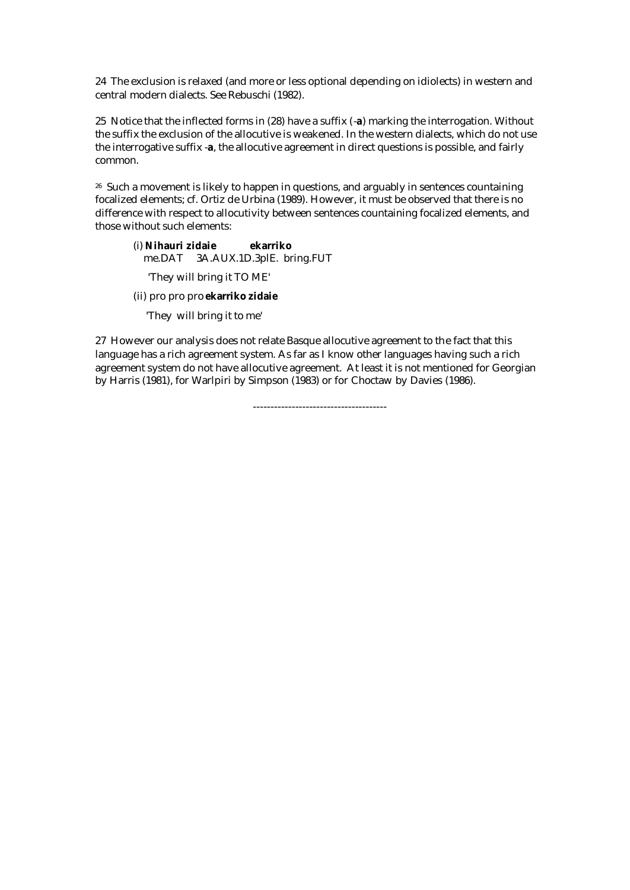24 The exclusion is relaxed (and more or less optional depending on idiolects) in western and central modern dialects. See Rebuschi (1982).

25 Notice that the inflected forms in (28) have a suffix (-**a**) marking the interrogation. Without the suffix the exclusion of the allocutive is weakened. In the western dialects, which do not use the interrogative suffix -**a**, the allocutive agreement in direct questions is possible, and fairly common.

26 Such a movement is likely to happen in questions, and arguably in sentences countaining focalized elements; cf. Ortiz de Urbina (1989). However, it must be observed that there is no difference with respect to allocutivity between sentences countaining focalized elements, and those without such elements:

(i) **Nihauri zidaie ekarriko**
me.DAT 3A.AUX.1D.3plE. bring.FUT

'They will bring it TO ME'

(ii) pro pro pro **ekarriko zidaie**

'They will bring it to me'

27 However our analysis does not relate Basque allocutive agreement to the fact that this language has a rich agreement system. As far as I know other languages having such a rich agreement system do not have allocutive agreement. At least it is not mentioned for Georgian by Harris (1981), for Warlpiri by Simpson (1983) or for Choctaw by Davies (1986).

--------------------------------------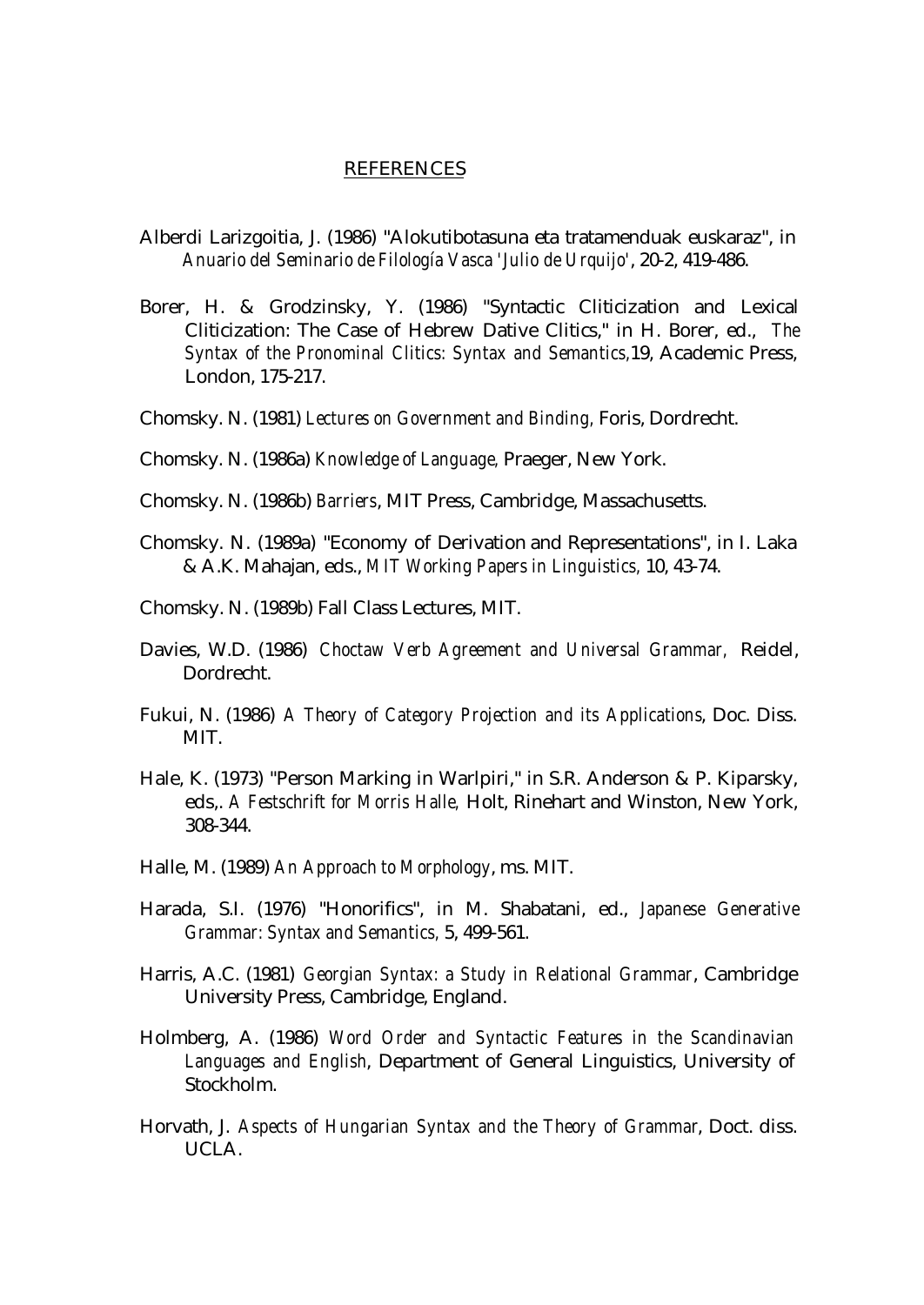## REFERENCES

Alberdi Larizgoitia, J. (1986) "Alokutibotasuna eta tratamenduak euskaraz", in *Anuario del Seminario de Filología Vasca 'Julio de Urquijo'*, 20-2, 419-486.

Borer, H. & Grodzinsky, Y. (1986) "Syntactic Cliticization and Lexical Cliticization: The Case of Hebrew Dative Clitics," in H. Borer, ed., *The Syntax of the Pronominal Clitics: Syntax and Semantics,*19, Academic Press, London, 175-217.

Chomsky. N. (1981) *Lectures on Government and Binding,* Foris, Dordrecht.

Chomsky. N. (1986a) *Knowledge of Language,* Praeger, New York.

Chomsky. N. (1986b) *Barriers*, MIT Press, Cambridge, Massachusetts.

Chomsky. N. (1989a) "Economy of Derivation and Representations", in I. Laka & A.K. Mahajan, eds., *MIT Working Papers in Linguistics,* 10, 43-74.

Chomsky. N. (1989b) Fall Class Lectures, MIT.

Davies, W.D. (1986) *Choctaw Verb Agreement and Universal Grammar,* Reidel, Dordrecht.

Fukui, N. (1986) *A Theory of Category Projection and its Applications*, Doc. Diss. MIT.

Hale, K. (1973) "Person Marking in Warlpiri," in S.R. Anderson & P. Kiparsky, eds,. *A Festschrift for Morris Halle,* Holt, Rinehart and Winston, New York, 308-344.

Halle, M. (1989) *An Approach to Morphology*, ms. MIT.

Harada, S.I. (1976) "Honorifics", in M. Shabatani, ed., *Japanese Generative Grammar: Syntax and Semantics,* 5, 499-561.

Harris, A.C. (1981) *Georgian Syntax: a Study in Relational Grammar*, Cambridge University Press, Cambridge, England.

Holmberg, A. (1986) *Word Order and Syntactic Features in the Scandinavian Languages and English*, Department of General Linguistics, University of Stockholm.

Horvath, J. *Aspects of Hungarian Syntax and the Theory of Grammar*, Doct. diss. UCLA.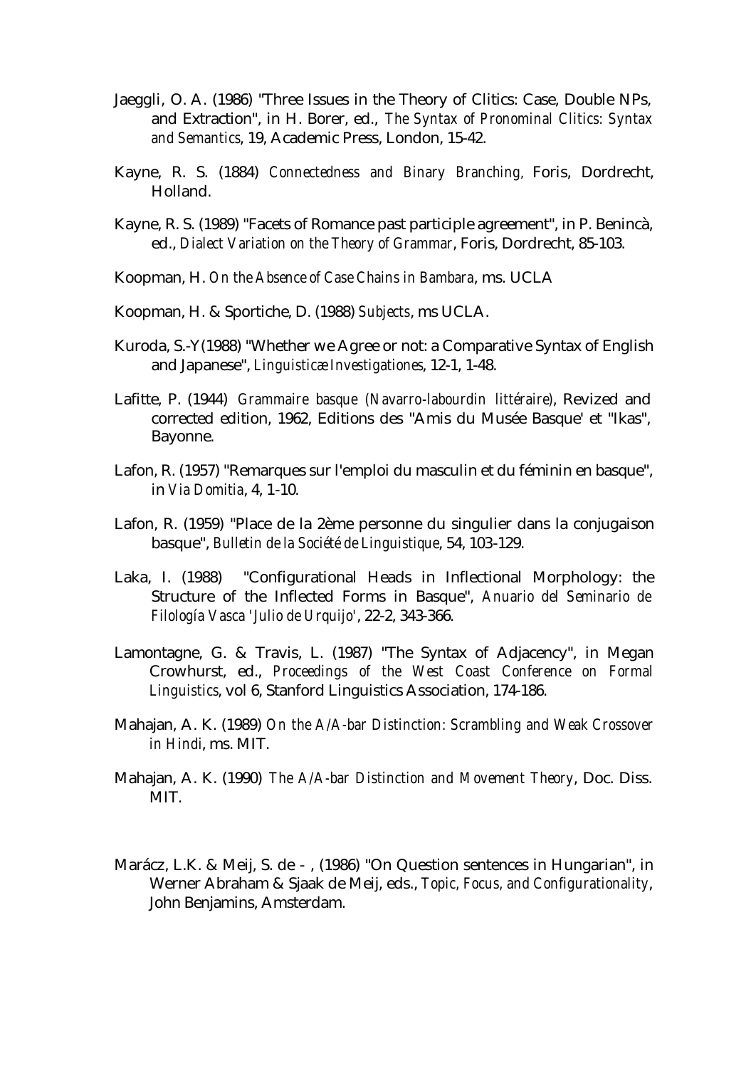Jaeggli, O. A. (1986) "Three Issues in the Theory of Clitics: Case, Double NPs, and Extraction", in H. Borer, ed., *The Syntax of Pronominal Clitics: Syntax and Semantics*, 19, Academic Press, London, 15-42.

Kayne, R. S. (1884) *Connectedness and Binary Branching,* Foris, Dordrecht, Holland.

Kayne, R. S. (1989) "Facets of Romance past participle agreement", in P. Benincà, ed., *Dialect Variation on the Theory of Grammar*, Foris, Dordrecht, 85-103.

Koopman, H. *On the Absence of Case Chains in Bambara*, ms. UCLA

Koopman, H. & Sportiche, D. (1988) *Subjects*, ms UCLA.

Kuroda, S.-Y(1988) "Whether we Agree or not: a Comparative Syntax of English and Japanese", *Linguisticæ Investigationes*, 12-1, 1-48.

Lafitte, P. (1944) *Grammaire basque (Navarro-labourdin littéraire)*, Revized and corrected edition, 1962, Editions des "Amis du Musée Basque' et "Ikas", Bayonne.

Lafon, R. (1957) "Remarques sur l'emploi du masculin et du féminin en basque", in *Via Domitia*, 4, 1-10.

Lafon, R. (1959) "Place de la 2ème personne du singulier dans la conjugaison basque", *Bulletin de la Société de Linguistique*, 54, 103-129.

Laka, I. (1988) "Configurational Heads in Inflectional Morphology: the Structure of the Inflected Forms in Basque", *Anuario del Seminario de Filología Vasca 'Julio de Urquijo'*, 22-2, 343-366.

Lamontagne, G. & Travis, L. (1987) "The Syntax of Adjacency", in Megan Crowhurst, ed., *Proceedings of the West Coast Conference on Formal Linguistics*, vol 6, Stanford Linguistics Association, 174-186.

Mahajan, A. K. (1989) *On the A/A-bar Distinction: Scrambling and Weak Crossover in Hindi*, ms. MIT.

Mahajan, A. K. (1990) *The A/A-bar Distinction and Movement Theory*, Doc. Diss. MIT.

Marácz, L.K. & Meij, S. de - , (1986) "On Question sentences in Hungarian", in Werner Abraham & Sjaak de Meij, eds., *Topic, Focus, and Configurationality*, John Benjamins, Amsterdam.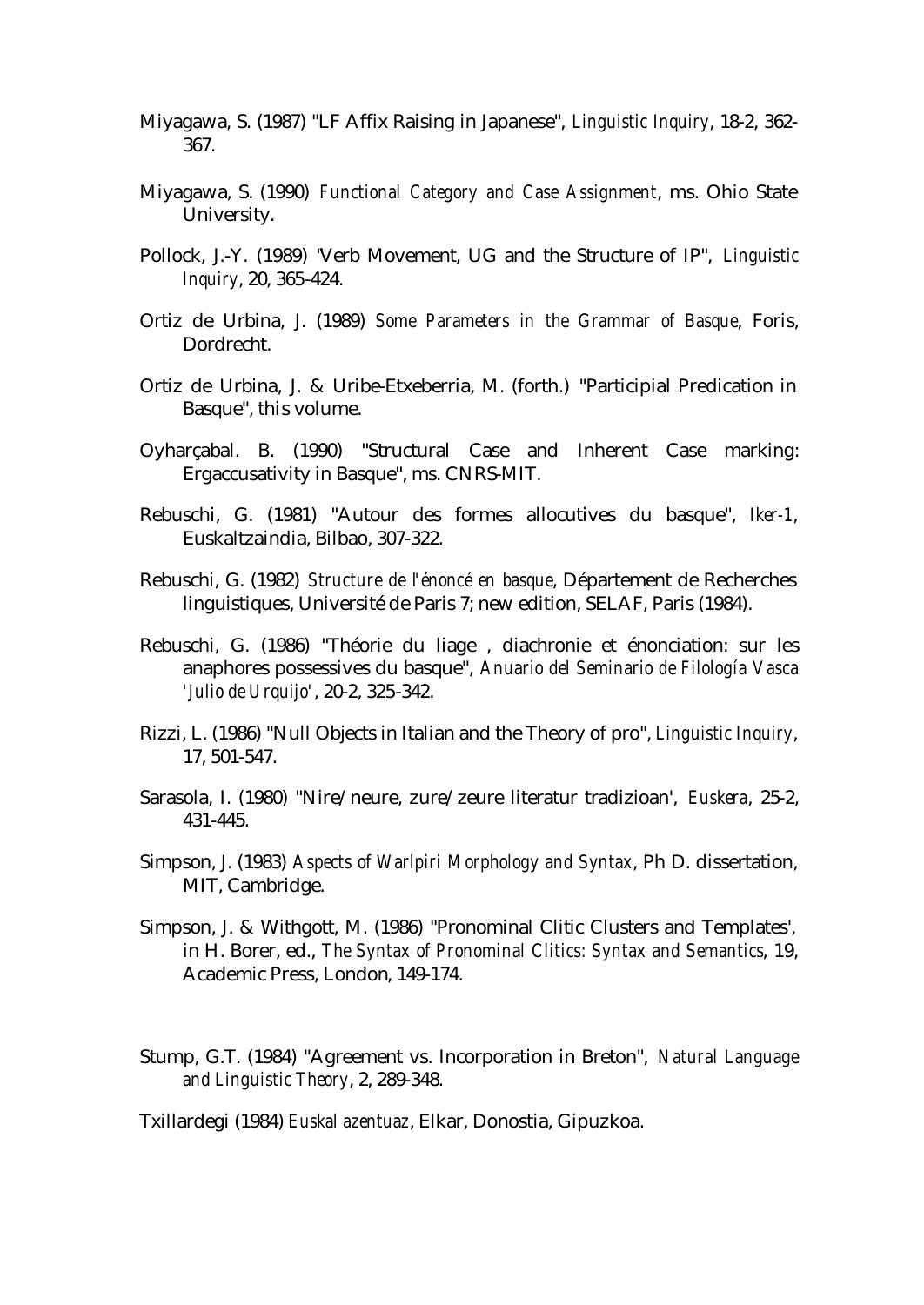Miyagawa, S. (1987) "LF Affix Raising in Japanese", *Linguistic Inquiry*, 18-2, 362-367.

Miyagawa, S. (1990) *Functional Category and Case Assignment*, ms. Ohio State University.

Pollock, J.-Y. (1989) "Verb Movement, UG and the Structure of IP", *Linguistic Inquiry*, 20, 365-424.

Ortiz de Urbina, J. (1989) *Some Parameters in the Grammar of Basque*, Foris, Dordrecht.

Ortiz de Urbina, J. & Uribe-Etxeberria, M. (forth.) "Participial Predication in Basque", this volume.

Oyharçabal. B. (1990) "Structural Case and Inherent Case marking: Ergaccusativity in Basque", ms. CNRS-MIT.

Rebuschi, G. (1981) "Autour des formes allocutives du basque", *Iker-1*, Euskaltzaindia, Bilbao, 307-322.

Rebuschi, G. (1982) *Structure de l'énoncé en basque*, Département de Recherches linguistiques, Université de Paris 7; new edition, SELAF, Paris (1984).

Rebuschi, G. (1986) "Théorie du liage , diachronie et énonciation: sur les anaphores possessives du basque", *Anuario del Seminario de Filología Vasca 'Julio de Urquijo'*, 20-2, 325-342.

Rizzi, L. (1986) "Null Objects in Italian and the Theory of pro", *Linguistic Inquiry*, 17, 501-547.

Sarasola, I. (1980) "Nire/neure, zure/zeure literatur tradizioan', *Euskera*, 25-2, 431-445.

Simpson, J. (1983) *Aspects of Warlpiri Morphology and Syntax*, Ph D. dissertation, MIT, Cambridge.

Simpson, J. & Withgott, M. (1986) "Pronominal Clitic Clusters and Templates', in H. Borer, ed., *The Syntax of Pronominal Clitics: Syntax and Semantics*, 19, Academic Press, London, 149-174.

Stump, G.T. (1984) "Agreement vs. Incorporation in Breton", *Natural Language and Linguistic Theory*, 2, 289-348.

Txillardegi (1984) *Euskal azentuaz*, Elkar, Donostia, Gipuzkoa.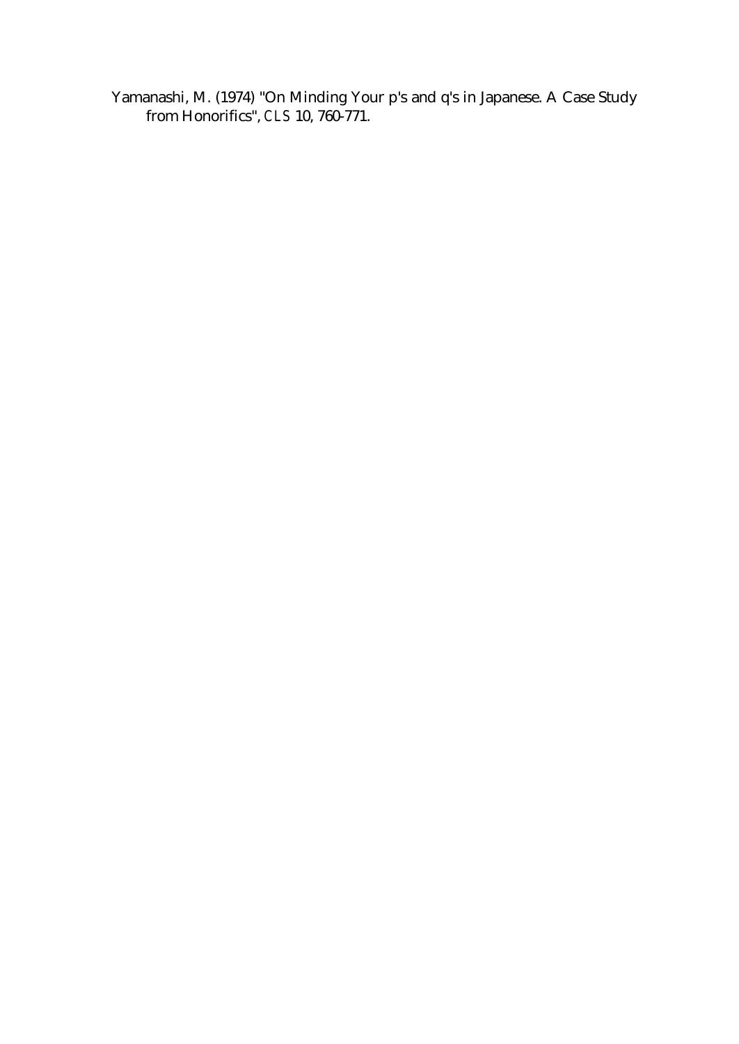Yamanashi, M. (1974) "On Minding Your p's and q's in Japanese. A Case Study from Honorifics", *CLS* 10, 760-771.